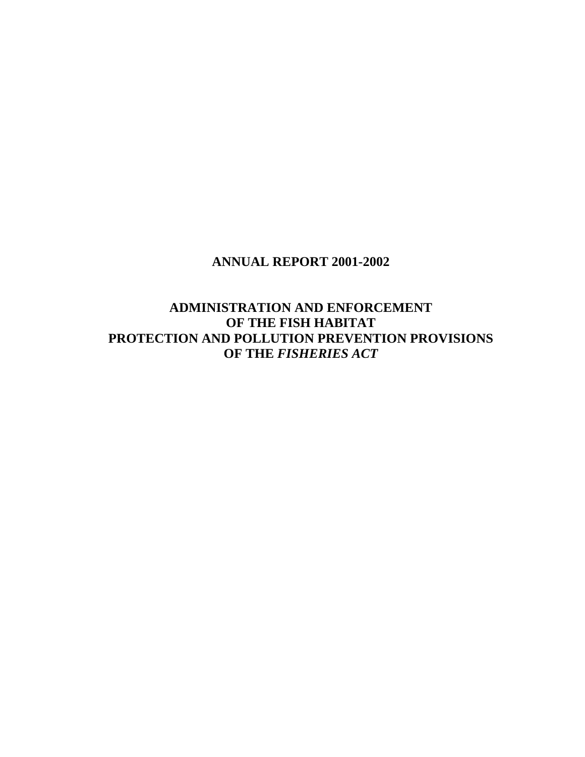# ANNUAL REPORT 2001-2002

## ADMINISTRATION AND ENFORCEMENT OF THE FISH HABITAT PROTECTION AND POLLUTION PREVENTION PROVISIONS OF THE *FISHERIES ACT*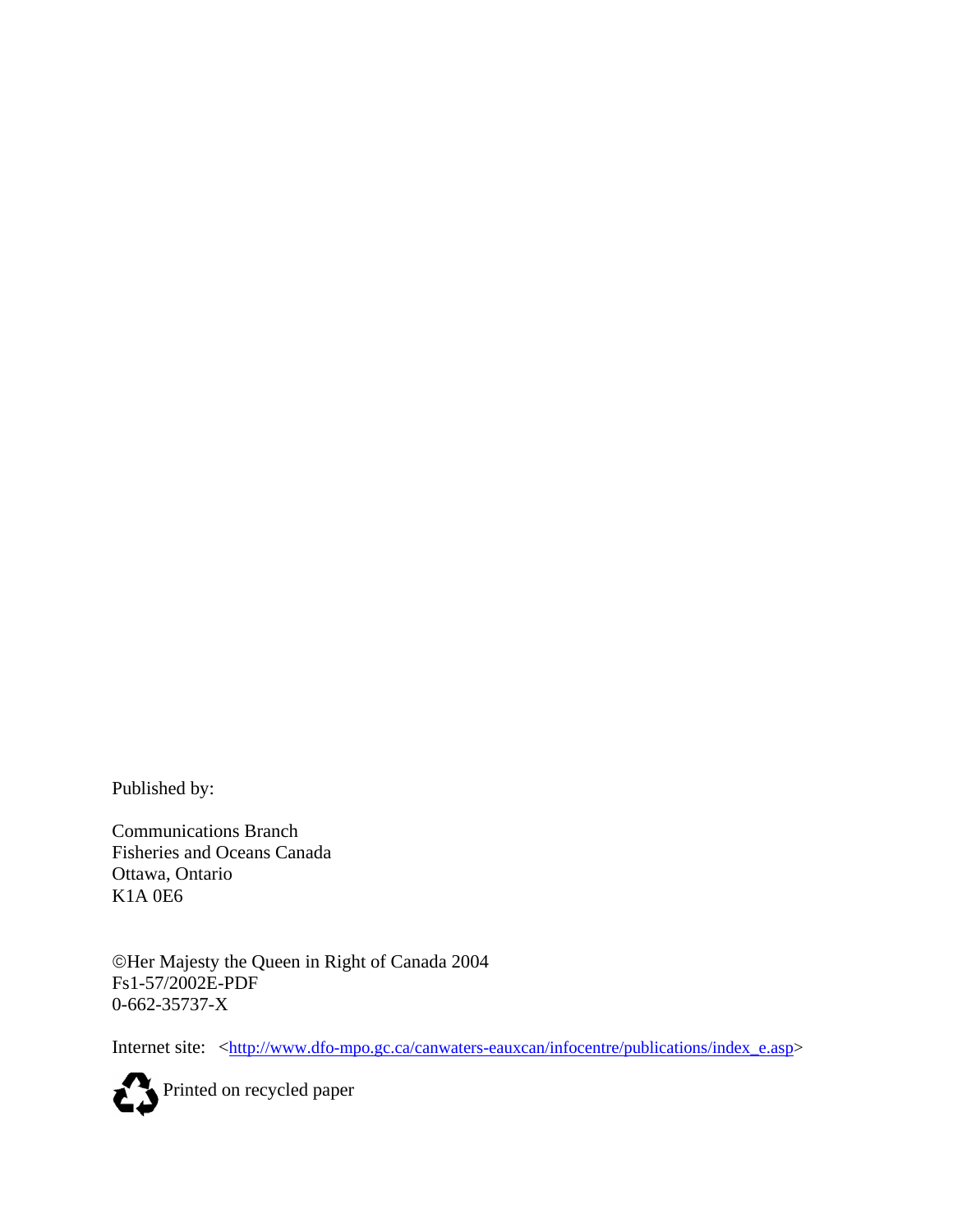Published by:

Communications Branch
Fisheries and Oceans Canada
Ottawa, Ontario
K1A 0E6

©Her Majesty the Queen in Right of Canada 2004
Fs1-57/2002E-PDF
0-662-35737-X

Internet site: <http://www.dfo-mpo.gc.ca/canwaters-eauxcan/infocentre/publications/index_e.asp>

Printed on recycled paper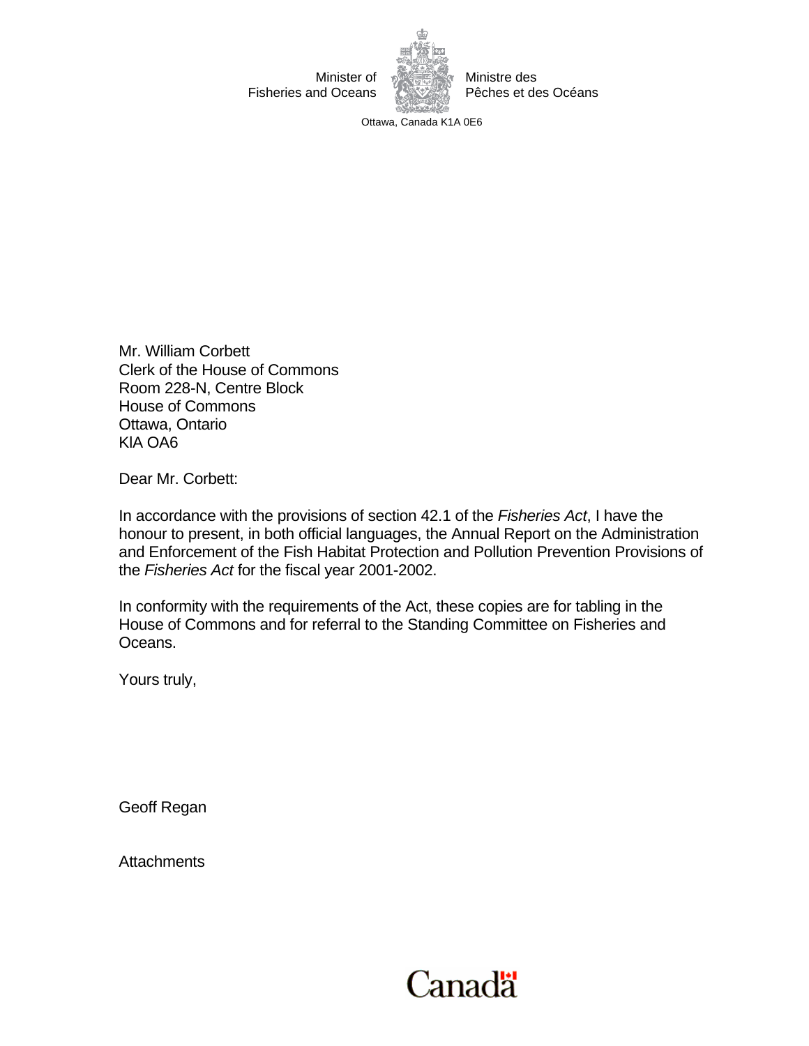Minister of Fisheries and Oceans

Ministre des Pêches et des Océans

Ottawa, Canada K1A 0E6

Mr. William Corbett
Clerk of the House of Commons
Room 228-N, Centre Block
House of Commons
Ottawa, Ontario
KlA OA6

Dear Mr. Corbett:

In accordance with the provisions of section 42.1 of the *Fisheries Act*, I have the honour to present, in both official languages, the Annual Report on the Administration and Enforcement of the Fish Habitat Protection and Pollution Prevention Provisions of the *Fisheries Act* for the fiscal year 2001-2002.

In conformity with the requirements of the Act, these copies are for tabling in the House of Commons and for referral to the Standing Committee on Fisheries and Oceans.

Yours truly,

Geoff Regan

Attachments

Canada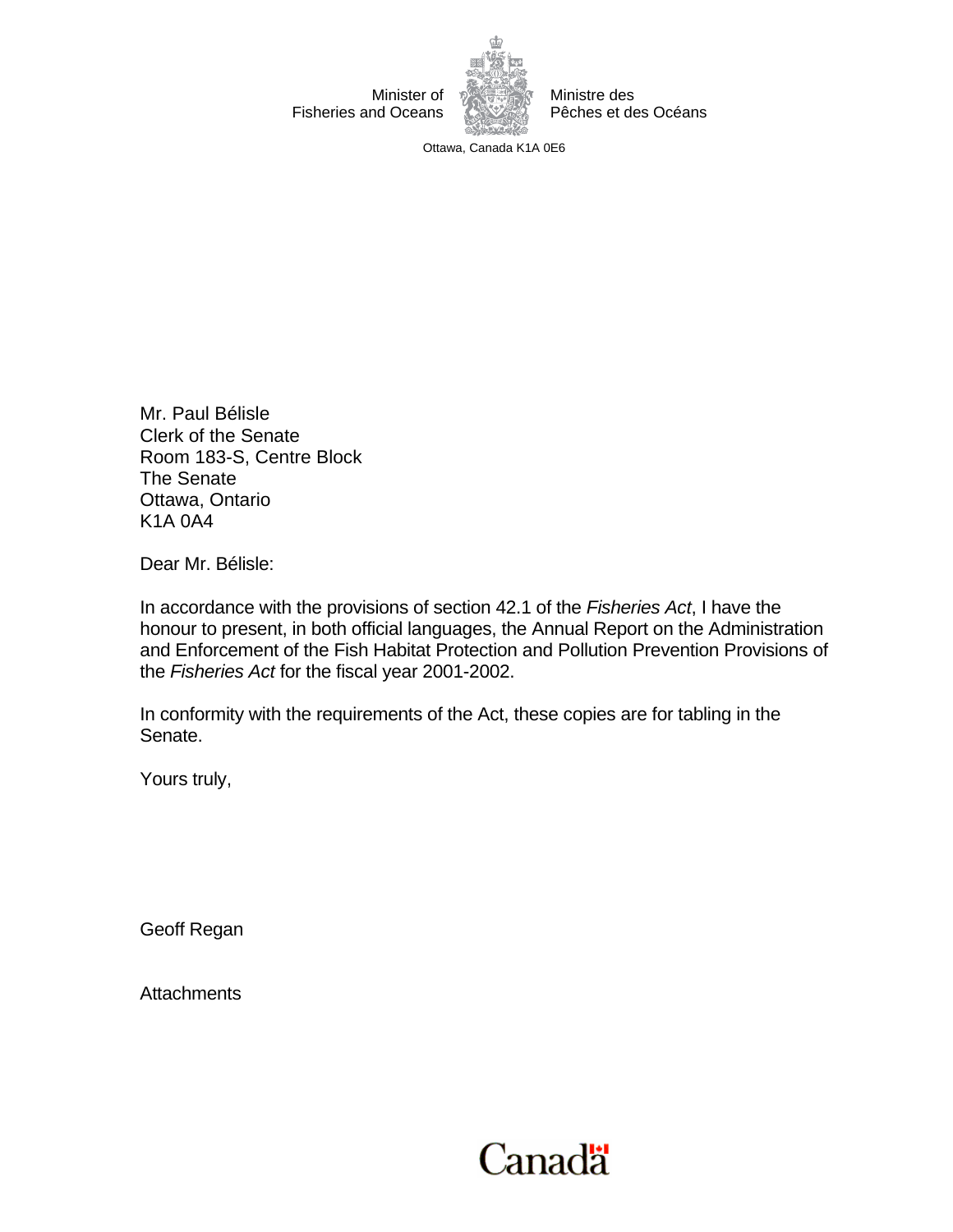Minister of Fisheries and Oceans

Ministre des Pêches et des Océans

Ottawa, Canada K1A 0E6

Mr. Paul Bélisle
Clerk of the Senate
Room 183-S, Centre Block
The Senate
Ottawa, Ontario
K1A 0A4

Dear Mr. Bélisle:

In accordance with the provisions of section 42.1 of the *Fisheries Act*, I have the honour to present, in both official languages, the Annual Report on the Administration and Enforcement of the Fish Habitat Protection and Pollution Prevention Provisions of the *Fisheries Act* for the fiscal year 2001-2002.

In conformity with the requirements of the Act, these copies are for tabling in the Senate.

Yours truly,

Geoff Regan

Attachments

Canada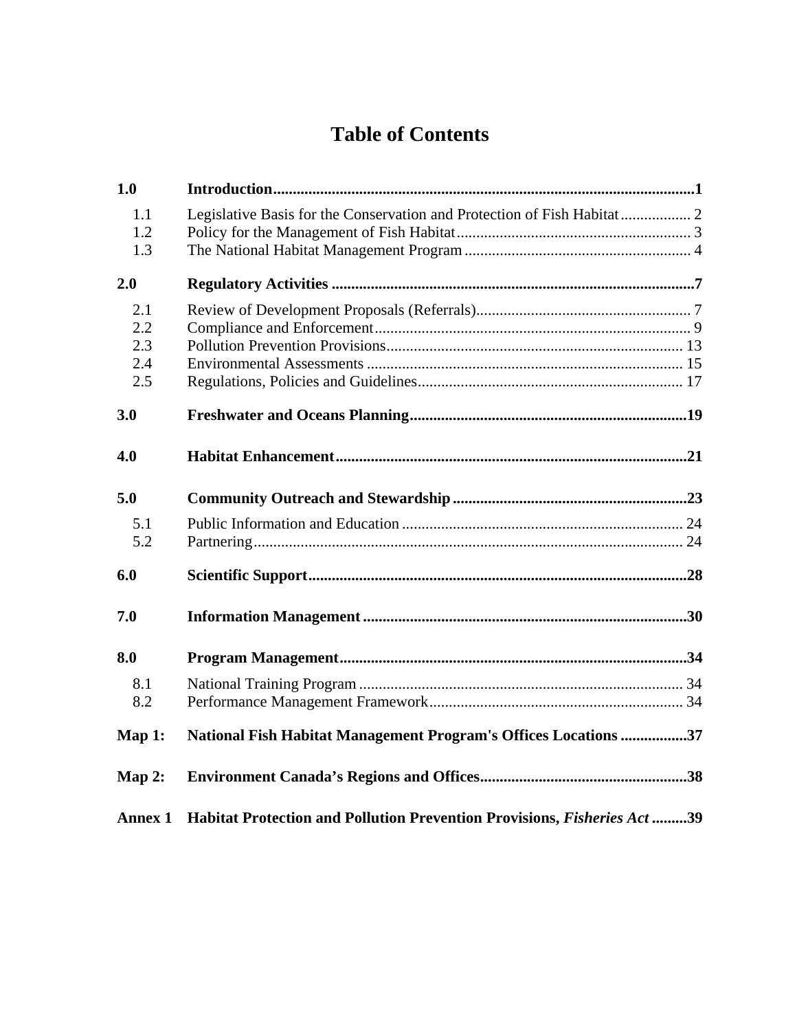# Table of Contents

| | | |
|---|---|---|
| **1.0** | **Introduction** | **1** |
| 1.1 | Legislative Basis for the Conservation and Protection of Fish Habitat | 2 |
| 1.2 | Policy for the Management of Fish Habitat | 3 |
| 1.3 | The National Habitat Management Program | 4 |
| **2.0** | **Regulatory Activities** | **7** |
| 2.1 | Review of Development Proposals (Referrals) | 7 |
| 2.2 | Compliance and Enforcement | 9 |
| 2.3 | Pollution Prevention Provisions | 13 |
| 2.4 | Environmental Assessments | 15 |
| 2.5 | Regulations, Policies and Guidelines | 17 |
| **3.0** | **Freshwater and Oceans Planning** | **19** |
| **4.0** | **Habitat Enhancement** | **21** |
| **5.0** | **Community Outreach and Stewardship** | **23** |
| 5.1 | Public Information and Education | 24 |
| 5.2 | Partnering | 24 |
| **6.0** | **Scientific Support** | **28** |
| **7.0** | **Information Management** | **30** |
| **8.0** | **Program Management** | **34** |
| 8.1 | National Training Program | 34 |
| 8.2 | Performance Management Framework | 34 |
| **Map 1:** | **National Fish Habitat Management Program's Offices Locations** | **37** |
| **Map 2:** | **Environment Canada's Regions and Offices** | **38** |
| **Annex 1** | **Habitat Protection and Pollution Prevention Provisions, *Fisheries Act*** | **39** |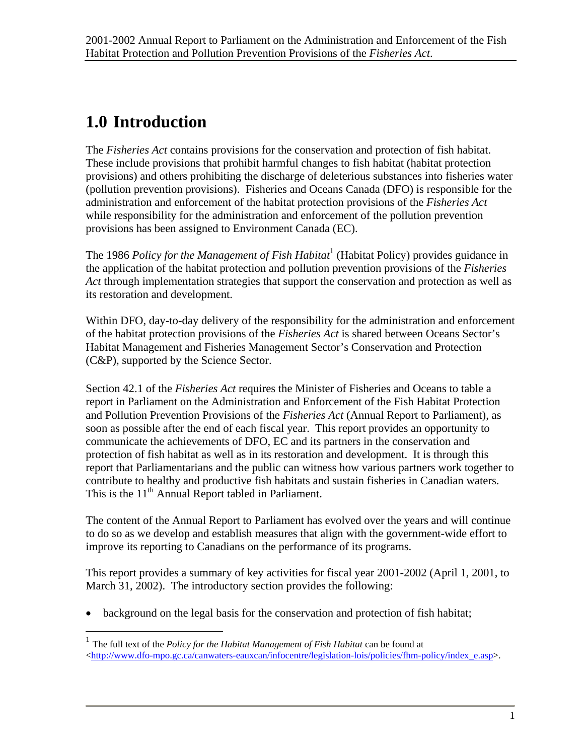# 1.0 Introduction

The *Fisheries Act* contains provisions for the conservation and protection of fish habitat. These include provisions that prohibit harmful changes to fish habitat (habitat protection provisions) and others prohibiting the discharge of deleterious substances into fisheries water (pollution prevention provisions). Fisheries and Oceans Canada (DFO) is responsible for the administration and enforcement of the habitat protection provisions of the *Fisheries Act* while responsibility for the administration and enforcement of the pollution prevention provisions has been assigned to Environment Canada (EC).

The 1986 *Policy for the Management of Fish Habitat*[1] (Habitat Policy) provides guidance in the application of the habitat protection and pollution prevention provisions of the *Fisheries Act* through implementation strategies that support the conservation and protection as well as its restoration and development.

Within DFO, day-to-day delivery of the responsibility for the administration and enforcement of the habitat protection provisions of the *Fisheries Act* is shared between Oceans Sector's Habitat Management and Fisheries Management Sector's Conservation and Protection (C&P), supported by the Science Sector.

Section 42.1 of the *Fisheries Act* requires the Minister of Fisheries and Oceans to table a report in Parliament on the Administration and Enforcement of the Fish Habitat Protection and Pollution Prevention Provisions of the *Fisheries Act* (Annual Report to Parliament), as soon as possible after the end of each fiscal year. This report provides an opportunity to communicate the achievements of DFO, EC and its partners in the conservation and protection of fish habitat as well as in its restoration and development. It is through this report that Parliamentarians and the public can witness how various partners work together to contribute to healthy and productive fish habitats and sustain fisheries in Canadian waters. This is the 11th Annual Report tabled in Parliament.

The content of the Annual Report to Parliament has evolved over the years and will continue to do so as we develop and establish measures that align with the government-wide effort to improve its reporting to Canadians on the performance of its programs.

This report provides a summary of key activities for fiscal year 2001-2002 (April 1, 2001, to March 31, 2002). The introductory section provides the following:

- background on the legal basis for the conservation and protection of fish habitat;

[1] The full text of the *Policy for the Habitat Management of Fish Habitat* can be found at <http://www.dfo-mpo.gc.ca/canwaters-eauxcan/infocentre/legislation-lois/policies/fhm-policy/index_e.asp>.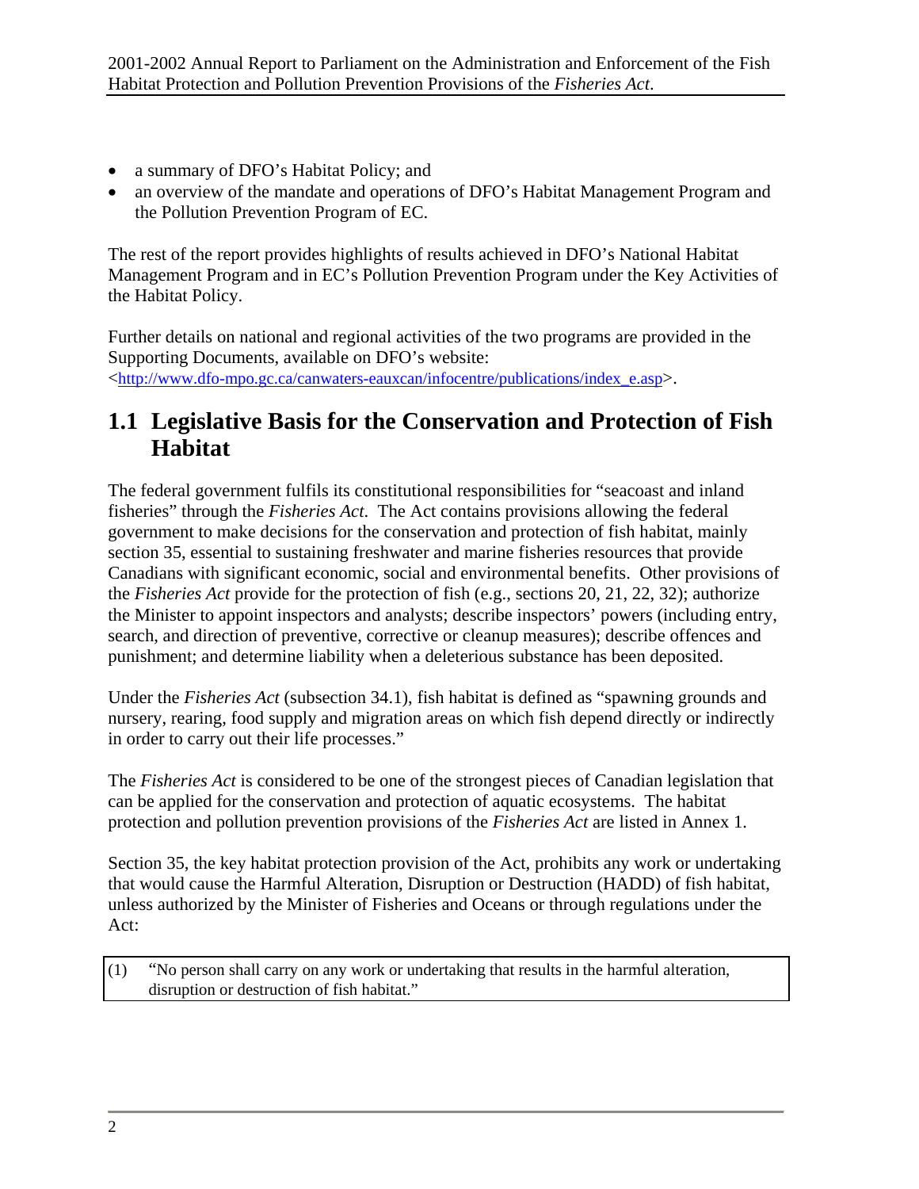- a summary of DFO's Habitat Policy; and
- an overview of the mandate and operations of DFO's Habitat Management Program and the Pollution Prevention Program of EC.

The rest of the report provides highlights of results achieved in DFO's National Habitat Management Program and in EC's Pollution Prevention Program under the Key Activities of the Habitat Policy.

Further details on national and regional activities of the two programs are provided in the Supporting Documents, available on DFO's website: <http://www.dfo-mpo.gc.ca/canwaters-eauxcan/infocentre/publications/index_e.asp>.

## 1.1 Legislative Basis for the Conservation and Protection of Fish Habitat

The federal government fulfils its constitutional responsibilities for "seacoast and inland fisheries" through the *Fisheries Act*. The Act contains provisions allowing the federal government to make decisions for the conservation and protection of fish habitat, mainly section 35, essential to sustaining freshwater and marine fisheries resources that provide Canadians with significant economic, social and environmental benefits. Other provisions of the *Fisheries Act* provide for the protection of fish (e.g., sections 20, 21, 22, 32); authorize the Minister to appoint inspectors and analysts; describe inspectors' powers (including entry, search, and direction of preventive, corrective or cleanup measures); describe offences and punishment; and determine liability when a deleterious substance has been deposited.

Under the *Fisheries Act* (subsection 34.1), fish habitat is defined as "spawning grounds and nursery, rearing, food supply and migration areas on which fish depend directly or indirectly in order to carry out their life processes."

The *Fisheries Act* is considered to be one of the strongest pieces of Canadian legislation that can be applied for the conservation and protection of aquatic ecosystems. The habitat protection and pollution prevention provisions of the *Fisheries Act* are listed in Annex 1.

Section 35, the key habitat protection provision of the Act, prohibits any work or undertaking that would cause the Harmful Alteration, Disruption or Destruction (HADD) of fish habitat, unless authorized by the Minister of Fisheries and Oceans or through regulations under the Act:

> (1) "No person shall carry on any work or undertaking that results in the harmful alteration, disruption or destruction of fish habitat."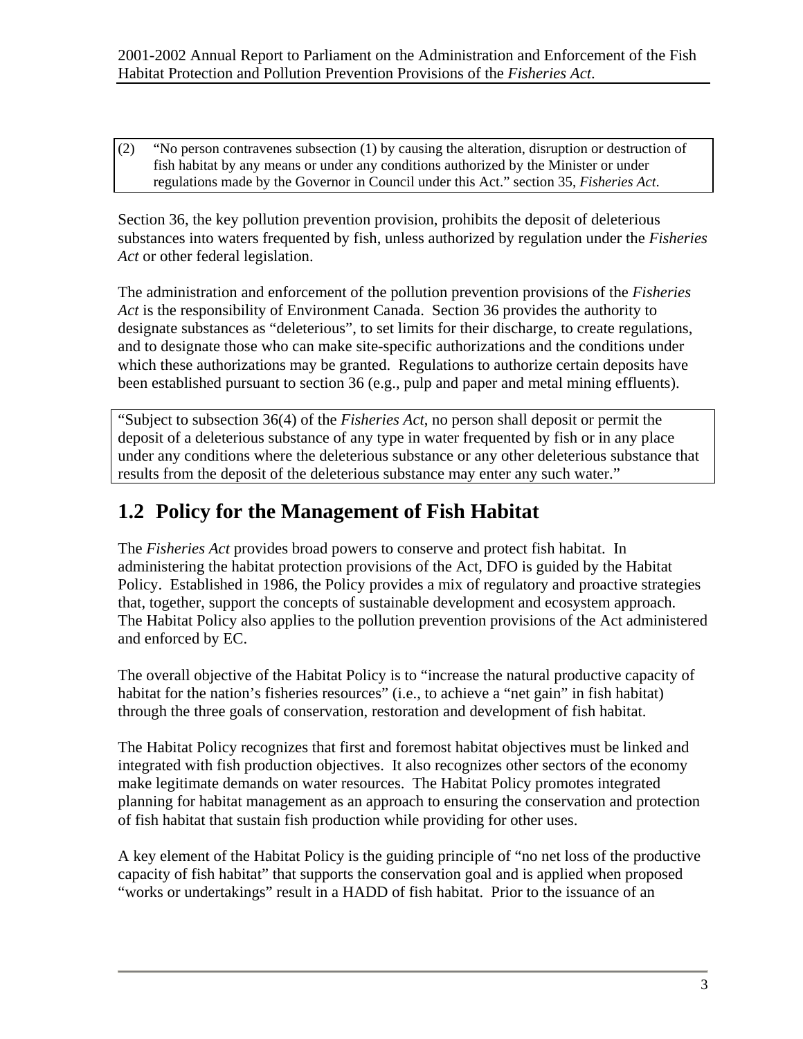(2) "No person contravenes subsection (1) by causing the alteration, disruption or destruction of fish habitat by any means or under any conditions authorized by the Minister or under regulations made by the Governor in Council under this Act." section 35, *Fisheries Act*.

Section 36, the key pollution prevention provision, prohibits the deposit of deleterious substances into waters frequented by fish, unless authorized by regulation under the *Fisheries Act* or other federal legislation.

The administration and enforcement of the pollution prevention provisions of the *Fisheries Act* is the responsibility of Environment Canada. Section 36 provides the authority to designate substances as "deleterious", to set limits for their discharge, to create regulations, and to designate those who can make site-specific authorizations and the conditions under which these authorizations may be granted. Regulations to authorize certain deposits have been established pursuant to section 36 (e.g., pulp and paper and metal mining effluents).

"Subject to subsection 36(4) of the *Fisheries Act*, no person shall deposit or permit the deposit of a deleterious substance of any type in water frequented by fish or in any place under any conditions where the deleterious substance or any other deleterious substance that results from the deposit of the deleterious substance may enter any such water."

## 1.2 Policy for the Management of Fish Habitat

The *Fisheries Act* provides broad powers to conserve and protect fish habitat. In administering the habitat protection provisions of the Act, DFO is guided by the Habitat Policy. Established in 1986, the Policy provides a mix of regulatory and proactive strategies that, together, support the concepts of sustainable development and ecosystem approach. The Habitat Policy also applies to the pollution prevention provisions of the Act administered and enforced by EC.

The overall objective of the Habitat Policy is to "increase the natural productive capacity of habitat for the nation's fisheries resources" (i.e., to achieve a "net gain" in fish habitat) through the three goals of conservation, restoration and development of fish habitat.

The Habitat Policy recognizes that first and foremost habitat objectives must be linked and integrated with fish production objectives. It also recognizes other sectors of the economy make legitimate demands on water resources. The Habitat Policy promotes integrated planning for habitat management as an approach to ensuring the conservation and protection of fish habitat that sustain fish production while providing for other uses.

A key element of the Habitat Policy is the guiding principle of "no net loss of the productive capacity of fish habitat" that supports the conservation goal and is applied when proposed "works or undertakings" result in a HADD of fish habitat. Prior to the issuance of an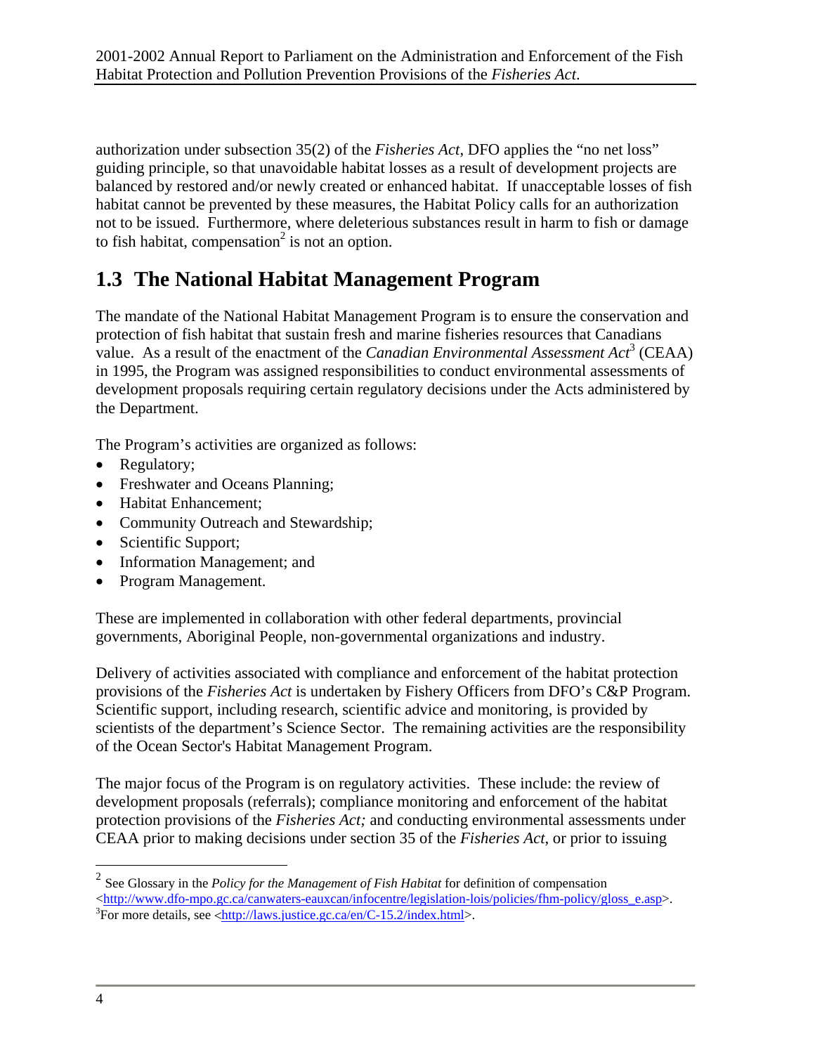authorization under subsection 35(2) of the *Fisheries Act*, DFO applies the "no net loss" guiding principle, so that unavoidable habitat losses as a result of development projects are balanced by restored and/or newly created or enhanced habitat. If unacceptable losses of fish habitat cannot be prevented by these measures, the Habitat Policy calls for an authorization not to be issued. Furthermore, where deleterious substances result in harm to fish or damage to fish habitat, compensation[2] is not an option.

## 1.3 The National Habitat Management Program

The mandate of the National Habitat Management Program is to ensure the conservation and protection of fish habitat that sustain fresh and marine fisheries resources that Canadians value. As a result of the enactment of the *Canadian Environmental Assessment Act*[3] (CEAA) in 1995, the Program was assigned responsibilities to conduct environmental assessments of development proposals requiring certain regulatory decisions under the Acts administered by the Department.

The Program's activities are organized as follows:

- Regulatory;
- Freshwater and Oceans Planning;
- Habitat Enhancement;
- Community Outreach and Stewardship;
- Scientific Support;
- Information Management; and
- Program Management.

These are implemented in collaboration with other federal departments, provincial governments, Aboriginal People, non-governmental organizations and industry.

Delivery of activities associated with compliance and enforcement of the habitat protection provisions of the *Fisheries Act* is undertaken by Fishery Officers from DFO's C&P Program. Scientific support, including research, scientific advice and monitoring, is provided by scientists of the department's Science Sector. The remaining activities are the responsibility of the Ocean Sector's Habitat Management Program.

The major focus of the Program is on regulatory activities. These include: the review of development proposals (referrals); compliance monitoring and enforcement of the habitat protection provisions of the *Fisheries Act;* and conducting environmental assessments under CEAA prior to making decisions under section 35 of the *Fisheries Act*, or prior to issuing

---

[2] See Glossary in the *Policy for the Management of Fish Habitat* for definition of compensation <http://www.dfo-mpo.gc.ca/canwaters-eauxcan/infocentre/legislation-lois/policies/fhm-policy/gloss_e.asp>.

[3] For more details, see <http://laws.justice.gc.ca/en/C-15.2/index.html>.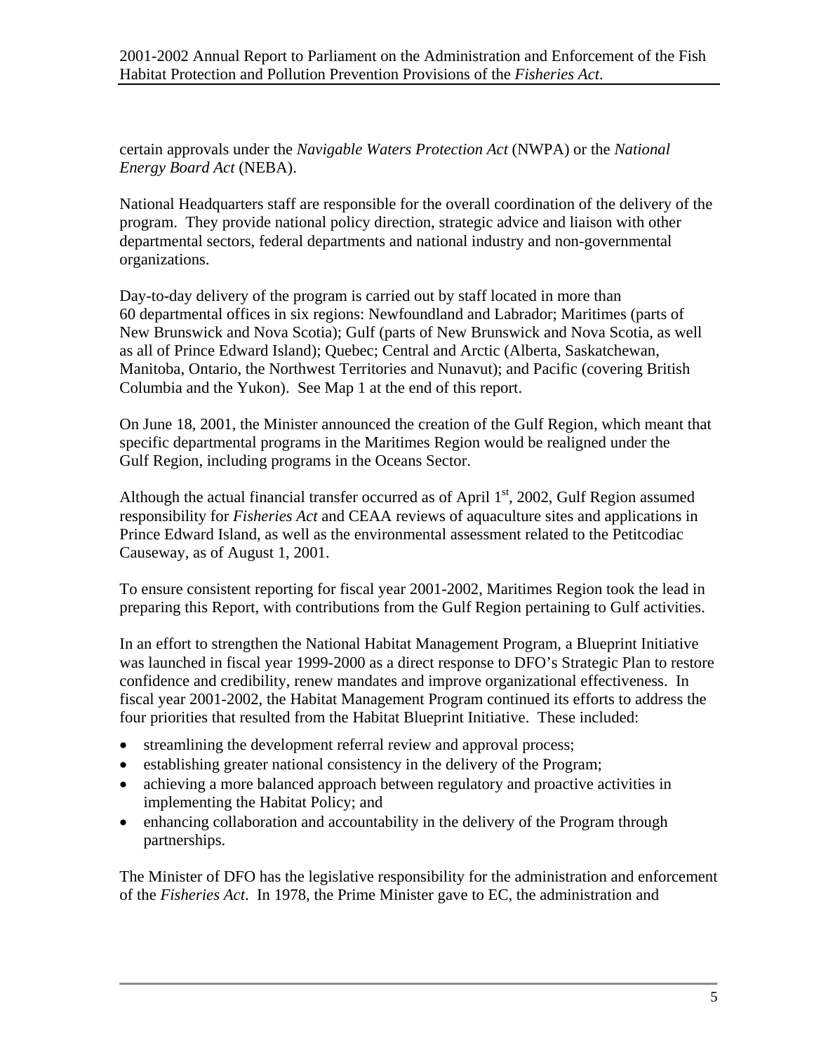certain approvals under the *Navigable Waters Protection Act* (NWPA) or the *National Energy Board Act* (NEBA).

National Headquarters staff are responsible for the overall coordination of the delivery of the program. They provide national policy direction, strategic advice and liaison with other departmental sectors, federal departments and national industry and non-governmental organizations.

Day-to-day delivery of the program is carried out by staff located in more than 60 departmental offices in six regions: Newfoundland and Labrador; Maritimes (parts of New Brunswick and Nova Scotia); Gulf (parts of New Brunswick and Nova Scotia, as well as all of Prince Edward Island); Quebec; Central and Arctic (Alberta, Saskatchewan, Manitoba, Ontario, the Northwest Territories and Nunavut); and Pacific (covering British Columbia and the Yukon). See Map 1 at the end of this report.

On June 18, 2001, the Minister announced the creation of the Gulf Region, which meant that specific departmental programs in the Maritimes Region would be realigned under the Gulf Region, including programs in the Oceans Sector.

Although the actual financial transfer occurred as of April 1st, 2002, Gulf Region assumed responsibility for *Fisheries Act* and CEAA reviews of aquaculture sites and applications in Prince Edward Island, as well as the environmental assessment related to the Petitcodiac Causeway, as of August 1, 2001.

To ensure consistent reporting for fiscal year 2001-2002, Maritimes Region took the lead in preparing this Report, with contributions from the Gulf Region pertaining to Gulf activities.

In an effort to strengthen the National Habitat Management Program, a Blueprint Initiative was launched in fiscal year 1999-2000 as a direct response to DFO's Strategic Plan to restore confidence and credibility, renew mandates and improve organizational effectiveness. In fiscal year 2001-2002, the Habitat Management Program continued its efforts to address the four priorities that resulted from the Habitat Blueprint Initiative. These included:

- streamlining the development referral review and approval process;
- establishing greater national consistency in the delivery of the Program;
- achieving a more balanced approach between regulatory and proactive activities in implementing the Habitat Policy; and
- enhancing collaboration and accountability in the delivery of the Program through partnerships.

The Minister of DFO has the legislative responsibility for the administration and enforcement of the *Fisheries Act*. In 1978, the Prime Minister gave to EC, the administration and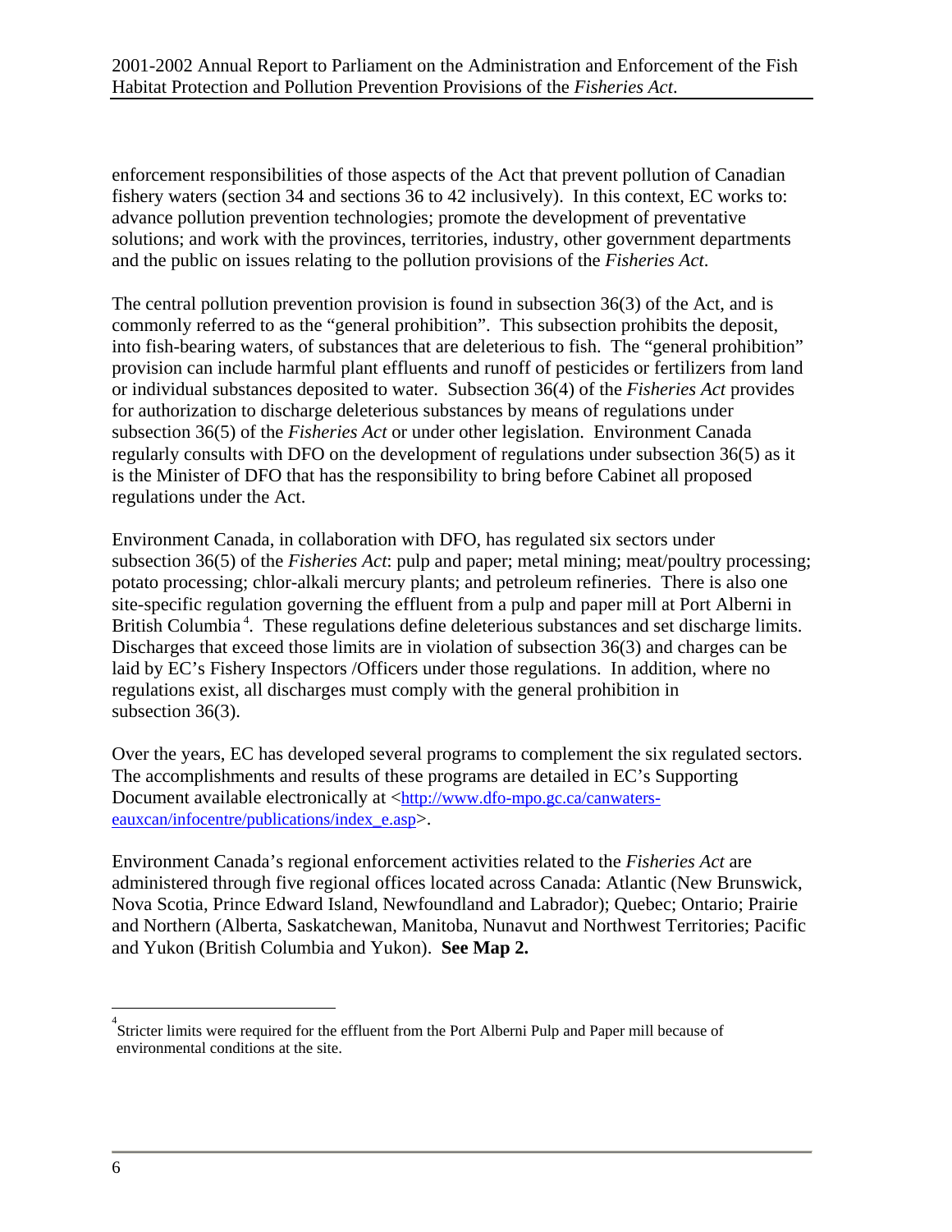enforcement responsibilities of those aspects of the Act that prevent pollution of Canadian fishery waters (section 34 and sections 36 to 42 inclusively). In this context, EC works to: advance pollution prevention technologies; promote the development of preventative solutions; and work with the provinces, territories, industry, other government departments and the public on issues relating to the pollution provisions of the *Fisheries Act*.

The central pollution prevention provision is found in subsection 36(3) of the Act, and is commonly referred to as the "general prohibition". This subsection prohibits the deposit, into fish-bearing waters, of substances that are deleterious to fish. The "general prohibition" provision can include harmful plant effluents and runoff of pesticides or fertilizers from land or individual substances deposited to water. Subsection 36(4) of the *Fisheries Act* provides for authorization to discharge deleterious substances by means of regulations under subsection 36(5) of the *Fisheries Act* or under other legislation. Environment Canada regularly consults with DFO on the development of regulations under subsection 36(5) as it is the Minister of DFO that has the responsibility to bring before Cabinet all proposed regulations under the Act.

Environment Canada, in collaboration with DFO, has regulated six sectors under subsection 36(5) of the *Fisheries Act*: pulp and paper; metal mining; meat/poultry processing; potato processing; chlor-alkali mercury plants; and petroleum refineries. There is also one site-specific regulation governing the effluent from a pulp and paper mill at Port Alberni in British Columbia[4]. These regulations define deleterious substances and set discharge limits. Discharges that exceed those limits are in violation of subsection 36(3) and charges can be laid by EC's Fishery Inspectors /Officers under those regulations. In addition, where no regulations exist, all discharges must comply with the general prohibition in subsection 36(3).

Over the years, EC has developed several programs to complement the six regulated sectors. The accomplishments and results of these programs are detailed in EC's Supporting Document available electronically at <http://www.dfo-mpo.gc.ca/canwaters-eauxcan/infocentre/publications/index_e.asp>.

Environment Canada's regional enforcement activities related to the *Fisheries Act* are administered through five regional offices located across Canada: Atlantic (New Brunswick, Nova Scotia, Prince Edward Island, Newfoundland and Labrador); Quebec; Ontario; Prairie and Northern (Alberta, Saskatchewan, Manitoba, Nunavut and Northwest Territories; Pacific and Yukon (British Columbia and Yukon). **See Map 2.**

---

[4] Stricter limits were required for the effluent from the Port Alberni Pulp and Paper mill because of environmental conditions at the site.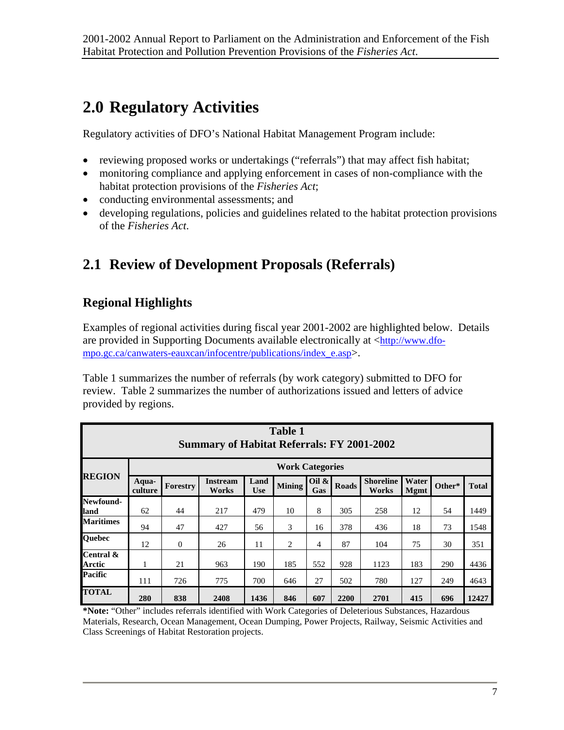# 2.0 Regulatory Activities

Regulatory activities of DFO's National Habitat Management Program include:

- reviewing proposed works or undertakings ("referrals") that may affect fish habitat;
- monitoring compliance and applying enforcement in cases of non-compliance with the habitat protection provisions of the *Fisheries Act*;
- conducting environmental assessments; and
- developing regulations, policies and guidelines related to the habitat protection provisions of the *Fisheries Act*.

## 2.1 Review of Development Proposals (Referrals)

### Regional Highlights

Examples of regional activities during fiscal year 2001-2002 are highlighted below. Details are provided in Supporting Documents available electronically at <http://www.dfo-mpo.gc.ca/canwaters-eauxcan/infocentre/publications/index_e.asp>.

Table 1 summarizes the number of referrals (by work category) submitted to DFO for review. Table 2 summarizes the number of authorizations issued and letters of advice provided by regions.

**Table 1**
**Summary of Habitat Referrals: FY 2001-2002**

| REGION | Work Categories | | | | | | | | | | |
|---|---|---|---|---|---|---|---|---|---|---|---|
| | Aqua-culture | Forestry | Instream Works | Land Use | Mining | Oil & Gas | Roads | Shoreline Works | Water Mgmt | Other* | Total |
| Newfound-land | 62 | 44 | 217 | 479 | 10 | 8 | 305 | 258 | 12 | 54 | 1449 |
| Maritimes | 94 | 47 | 427 | 56 | 3 | 16 | 378 | 436 | 18 | 73 | 1548 |
| Quebec | 12 | 0 | 26 | 11 | 2 | 4 | 87 | 104 | 75 | 30 | 351 |
| Central & Arctic | 1 | 21 | 963 | 190 | 185 | 552 | 928 | 1123 | 183 | 290 | 4436 |
| Pacific | 111 | 726 | 775 | 700 | 646 | 27 | 502 | 780 | 127 | 249 | 4643 |
| **TOTAL** | **280** | **838** | **2408** | **1436** | **846** | **607** | **2200** | **2701** | **415** | **696** | **12427** |

**\*Note:** "Other" includes referrals identified with Work Categories of Deleterious Substances, Hazardous Materials, Research, Ocean Management, Ocean Dumping, Power Projects, Railway, Seismic Activities and Class Screenings of Habitat Restoration projects.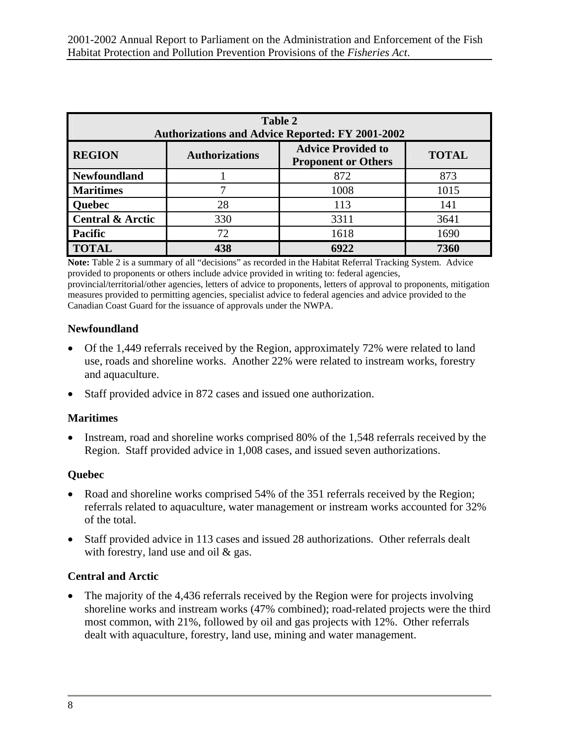| Table 2<br>Authorizations and Advice Reported: FY 2001-2002 | | | |
|---|---|---|---|
| **REGION** | **Authorizations** | **Advice Provided to Proponent or Others** | **TOTAL** |
| **Newfoundland** | 1 | 872 | 873 |
| **Maritimes** | 7 | 1008 | 1015 |
| **Quebec** | 28 | 113 | 141 |
| **Central & Arctic** | 330 | 3311 | 3641 |
| **Pacific** | 72 | 1618 | 1690 |
| **TOTAL** | **438** | **6922** | **7360** |

**Note:** Table 2 is a summary of all "decisions" as recorded in the Habitat Referral Tracking System. Advice provided to proponents or others include advice provided in writing to: federal agencies, provincial/territorial/other agencies, letters of advice to proponents, letters of approval to proponents, mitigation measures provided to permitting agencies, specialist advice to federal agencies and advice provided to the Canadian Coast Guard for the issuance of approvals under the NWPA.

### Newfoundland

- Of the 1,449 referrals received by the Region, approximately 72% were related to land use, roads and shoreline works. Another 22% were related to instream works, forestry and aquaculture.
- Staff provided advice in 872 cases and issued one authorization.

### Maritimes

- Instream, road and shoreline works comprised 80% of the 1,548 referrals received by the Region. Staff provided advice in 1,008 cases, and issued seven authorizations.

### Quebec

- Road and shoreline works comprised 54% of the 351 referrals received by the Region; referrals related to aquaculture, water management or instream works accounted for 32% of the total.
- Staff provided advice in 113 cases and issued 28 authorizations. Other referrals dealt with forestry, land use and oil & gas.

### Central and Arctic

- The majority of the 4,436 referrals received by the Region were for projects involving shoreline works and instream works (47% combined); road-related projects were the third most common, with 21%, followed by oil and gas projects with 12%. Other referrals dealt with aquaculture, forestry, land use, mining and water management.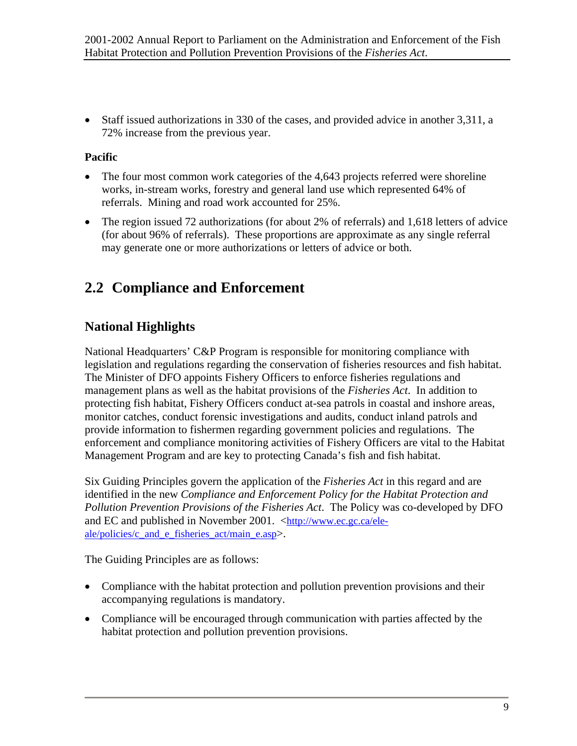- Staff issued authorizations in 330 of the cases, and provided advice in another 3,311, a 72% increase from the previous year.

**Pacific**

- The four most common work categories of the 4,643 projects referred were shoreline works, in-stream works, forestry and general land use which represented 64% of referrals. Mining and road work accounted for 25%.
- The region issued 72 authorizations (for about 2% of referrals) and 1,618 letters of advice (for about 96% of referrals). These proportions are approximate as any single referral may generate one or more authorizations or letters of advice or both.

## 2.2 Compliance and Enforcement

### National Highlights

National Headquarters' C&P Program is responsible for monitoring compliance with legislation and regulations regarding the conservation of fisheries resources and fish habitat. The Minister of DFO appoints Fishery Officers to enforce fisheries regulations and management plans as well as the habitat provisions of the *Fisheries Act*. In addition to protecting fish habitat, Fishery Officers conduct at-sea patrols in coastal and inshore areas, monitor catches, conduct forensic investigations and audits, conduct inland patrols and provide information to fishermen regarding government policies and regulations. The enforcement and compliance monitoring activities of Fishery Officers are vital to the Habitat Management Program and are key to protecting Canada's fish and fish habitat.

Six Guiding Principles govern the application of the *Fisheries Act* in this regard and are identified in the new *Compliance and Enforcement Policy for the Habitat Protection and Pollution Prevention Provisions of the Fisheries Act*. The Policy was co-developed by DFO and EC and published in November 2001. <http://www.ec.gc.ca/ele-ale/policies/c_and_e_fisheries_act/main_e.asp>.

The Guiding Principles are as follows:

- Compliance with the habitat protection and pollution prevention provisions and their accompanying regulations is mandatory.
- Compliance will be encouraged through communication with parties affected by the habitat protection and pollution prevention provisions.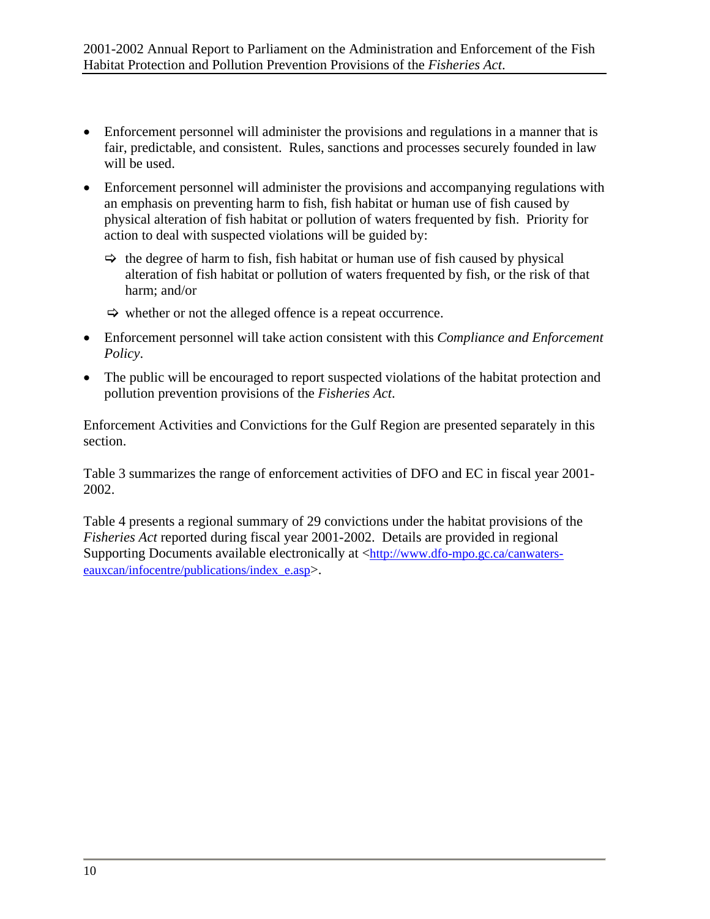- Enforcement personnel will administer the provisions and regulations in a manner that is fair, predictable, and consistent. Rules, sanctions and processes securely founded in law will be used.
- Enforcement personnel will administer the provisions and accompanying regulations with an emphasis on preventing harm to fish, fish habitat or human use of fish caused by physical alteration of fish habitat or pollution of waters frequented by fish. Priority for action to deal with suspected violations will be guided by:
  - ⇨ the degree of harm to fish, fish habitat or human use of fish caused by physical alteration of fish habitat or pollution of waters frequented by fish, or the risk of that harm; and/or
  - ⇨ whether or not the alleged offence is a repeat occurrence.
- Enforcement personnel will take action consistent with this *Compliance and Enforcement Policy*.
- The public will be encouraged to report suspected violations of the habitat protection and pollution prevention provisions of the *Fisheries Act*.

Enforcement Activities and Convictions for the Gulf Region are presented separately in this section.

Table 3 summarizes the range of enforcement activities of DFO and EC in fiscal year 2001-2002.

Table 4 presents a regional summary of 29 convictions under the habitat provisions of the *Fisheries Act* reported during fiscal year 2001-2002. Details are provided in regional Supporting Documents available electronically at <http://www.dfo-mpo.gc.ca/canwaters-eauxcan/infocentre/publications/index_e.asp>.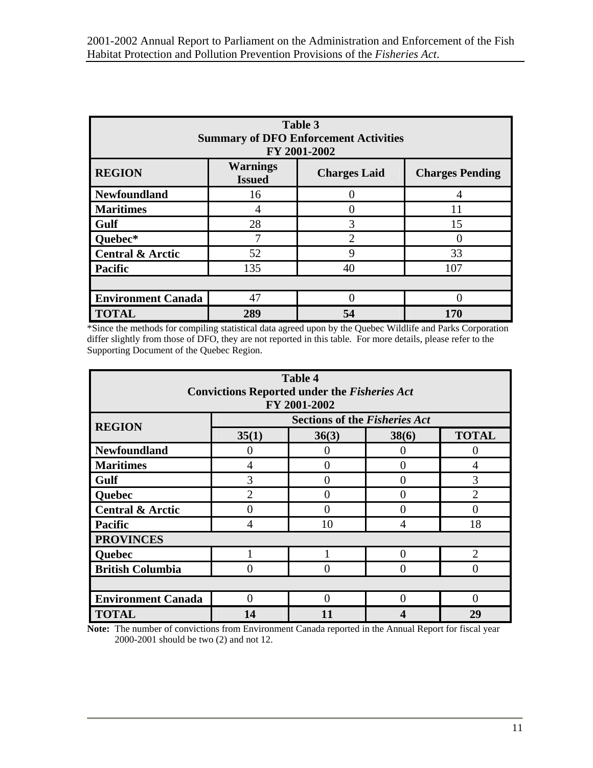| Table 3<br>Summary of DFO Enforcement Activities<br>FY 2001-2002 | | | |
|---|---|---|---|
| **REGION** | **Warnings Issued** | **Charges Laid** | **Charges Pending** |
| **Newfoundland** | 16 | 0 | 4 |
| **Maritimes** | 4 | 0 | 11 |
| **Gulf** | 28 | 3 | 15 |
| **Quebec*** | 7 | 2 | 0 |
| **Central & Arctic** | 52 | 9 | 33 |
| **Pacific** | 135 | 40 | 107 |
| | | | |
| **Environment Canada** | 47 | 0 | 0 |
| **TOTAL** | **289** | **54** | **170** |

*Since the methods for compiling statistical data agreed upon by the Quebec Wildlife and Parks Corporation differ slightly from those of DFO, they are not reported in this table. For more details, please refer to the Supporting Document of the Quebec Region.

| Table 4<br>Convictions Reported under the *Fisheries Act*<br>FY 2001-2002 | | | | |
|---|---|---|---|---|
| **REGION** | **Sections of the *Fisheries Act*** | | | |
| | **35(1)** | **36(3)** | **38(6)** | **TOTAL** |
| **Newfoundland** | 0 | 0 | 0 | 0 |
| **Maritimes** | 4 | 0 | 0 | 4 |
| **Gulf** | 3 | 0 | 0 | 3 |
| **Quebec** | 2 | 0 | 0 | 2 |
| **Central & Arctic** | 0 | 0 | 0 | 0 |
| **Pacific** | 4 | 10 | 4 | 18 |
| **PROVINCES** | | | | |
| **Quebec** | 1 | 1 | 0 | 2 |
| **British Columbia** | 0 | 0 | 0 | 0 |
| | | | | |
| **Environment Canada** | 0 | 0 | 0 | 0 |
| **TOTAL** | **14** | **11** | **4** | **29** |

**Note:** The number of convictions from Environment Canada reported in the Annual Report for fiscal year 2000-2001 should be two (2) and not 12.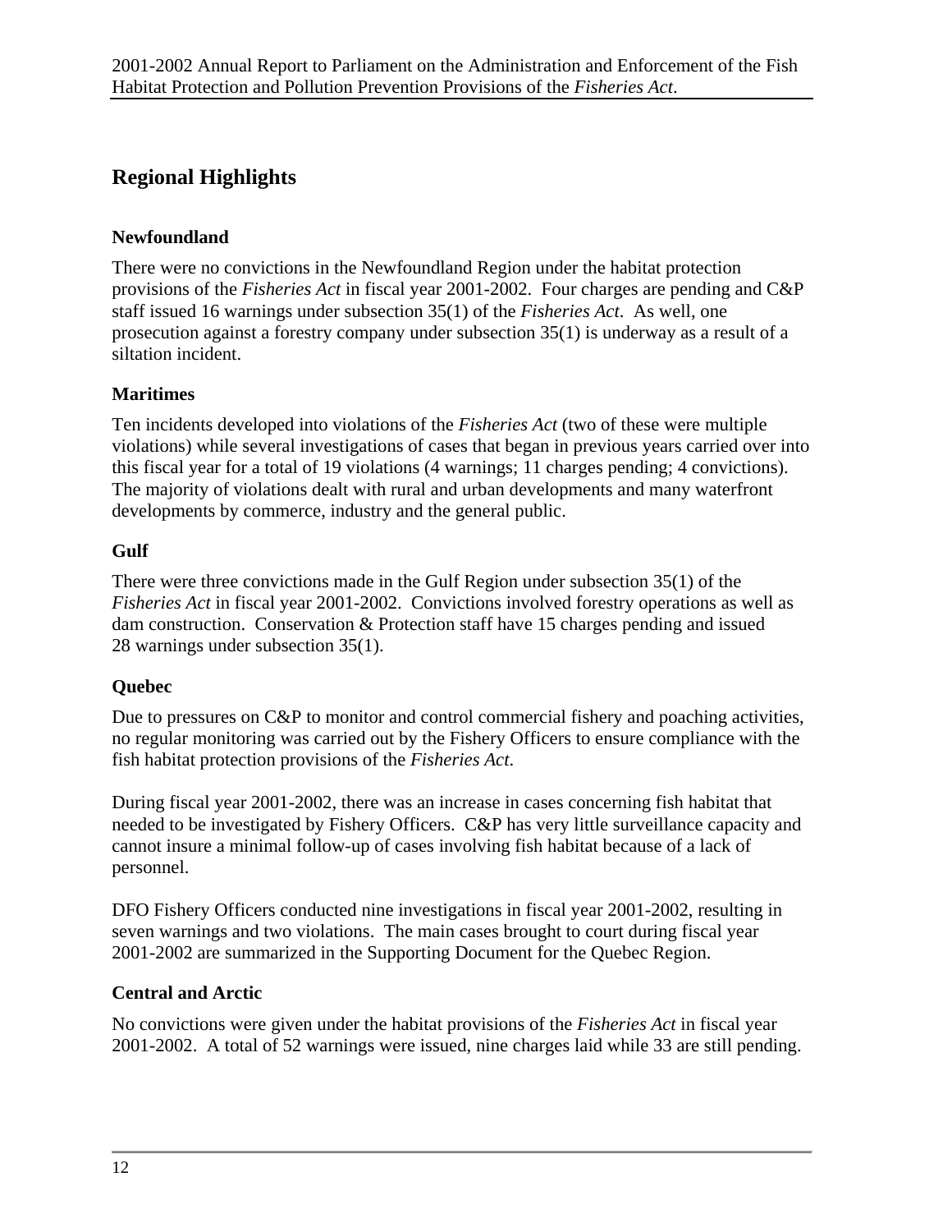## Regional Highlights

### Newfoundland

There were no convictions in the Newfoundland Region under the habitat protection provisions of the *Fisheries Act* in fiscal year 2001-2002. Four charges are pending and C&P staff issued 16 warnings under subsection 35(1) of the *Fisheries Act*. As well, one prosecution against a forestry company under subsection 35(1) is underway as a result of a siltation incident.

### Maritimes

Ten incidents developed into violations of the *Fisheries Act* (two of these were multiple violations) while several investigations of cases that began in previous years carried over into this fiscal year for a total of 19 violations (4 warnings; 11 charges pending; 4 convictions). The majority of violations dealt with rural and urban developments and many waterfront developments by commerce, industry and the general public.

### Gulf

There were three convictions made in the Gulf Region under subsection 35(1) of the *Fisheries Act* in fiscal year 2001-2002. Convictions involved forestry operations as well as dam construction. Conservation & Protection staff have 15 charges pending and issued 28 warnings under subsection 35(1).

### Quebec

Due to pressures on C&P to monitor and control commercial fishery and poaching activities, no regular monitoring was carried out by the Fishery Officers to ensure compliance with the fish habitat protection provisions of the *Fisheries Act*.

During fiscal year 2001-2002, there was an increase in cases concerning fish habitat that needed to be investigated by Fishery Officers. C&P has very little surveillance capacity and cannot insure a minimal follow-up of cases involving fish habitat because of a lack of personnel.

DFO Fishery Officers conducted nine investigations in fiscal year 2001-2002, resulting in seven warnings and two violations. The main cases brought to court during fiscal year 2001-2002 are summarized in the Supporting Document for the Quebec Region.

### Central and Arctic

No convictions were given under the habitat provisions of the *Fisheries Act* in fiscal year 2001-2002. A total of 52 warnings were issued, nine charges laid while 33 are still pending.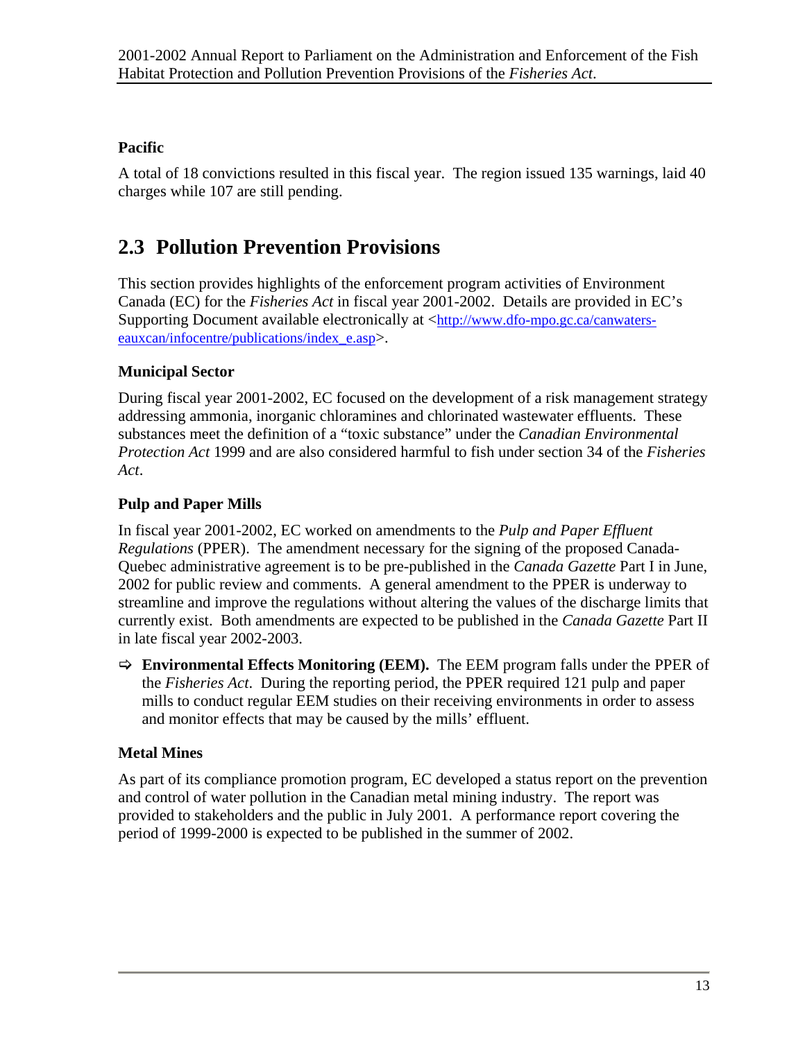### Pacific

A total of 18 convictions resulted in this fiscal year. The region issued 135 warnings, laid 40 charges while 107 are still pending.

## 2.3 Pollution Prevention Provisions

This section provides highlights of the enforcement program activities of Environment Canada (EC) for the *Fisheries Act* in fiscal year 2001-2002. Details are provided in EC's Supporting Document available electronically at <http://www.dfo-mpo.gc.ca/canwaters-eauxcan/infocentre/publications/index_e.asp>.

### Municipal Sector

During fiscal year 2001-2002, EC focused on the development of a risk management strategy addressing ammonia, inorganic chloramines and chlorinated wastewater effluents. These substances meet the definition of a "toxic substance" under the *Canadian Environmental Protection Act* 1999 and are also considered harmful to fish under section 34 of the *Fisheries Act*.

### Pulp and Paper Mills

In fiscal year 2001-2002, EC worked on amendments to the *Pulp and Paper Effluent Regulations* (PPER). The amendment necessary for the signing of the proposed Canada-Quebec administrative agreement is to be pre-published in the *Canada Gazette* Part I in June, 2002 for public review and comments. A general amendment to the PPER is underway to streamline and improve the regulations without altering the values of the discharge limits that currently exist. Both amendments are expected to be published in the *Canada Gazette* Part II in late fiscal year 2002-2003.

- ⇨ **Environmental Effects Monitoring (EEM).** The EEM program falls under the PPER of the *Fisheries Act*. During the reporting period, the PPER required 121 pulp and paper mills to conduct regular EEM studies on their receiving environments in order to assess and monitor effects that may be caused by the mills' effluent.

### Metal Mines

As part of its compliance promotion program, EC developed a status report on the prevention and control of water pollution in the Canadian metal mining industry. The report was provided to stakeholders and the public in July 2001. A performance report covering the period of 1999-2000 is expected to be published in the summer of 2002.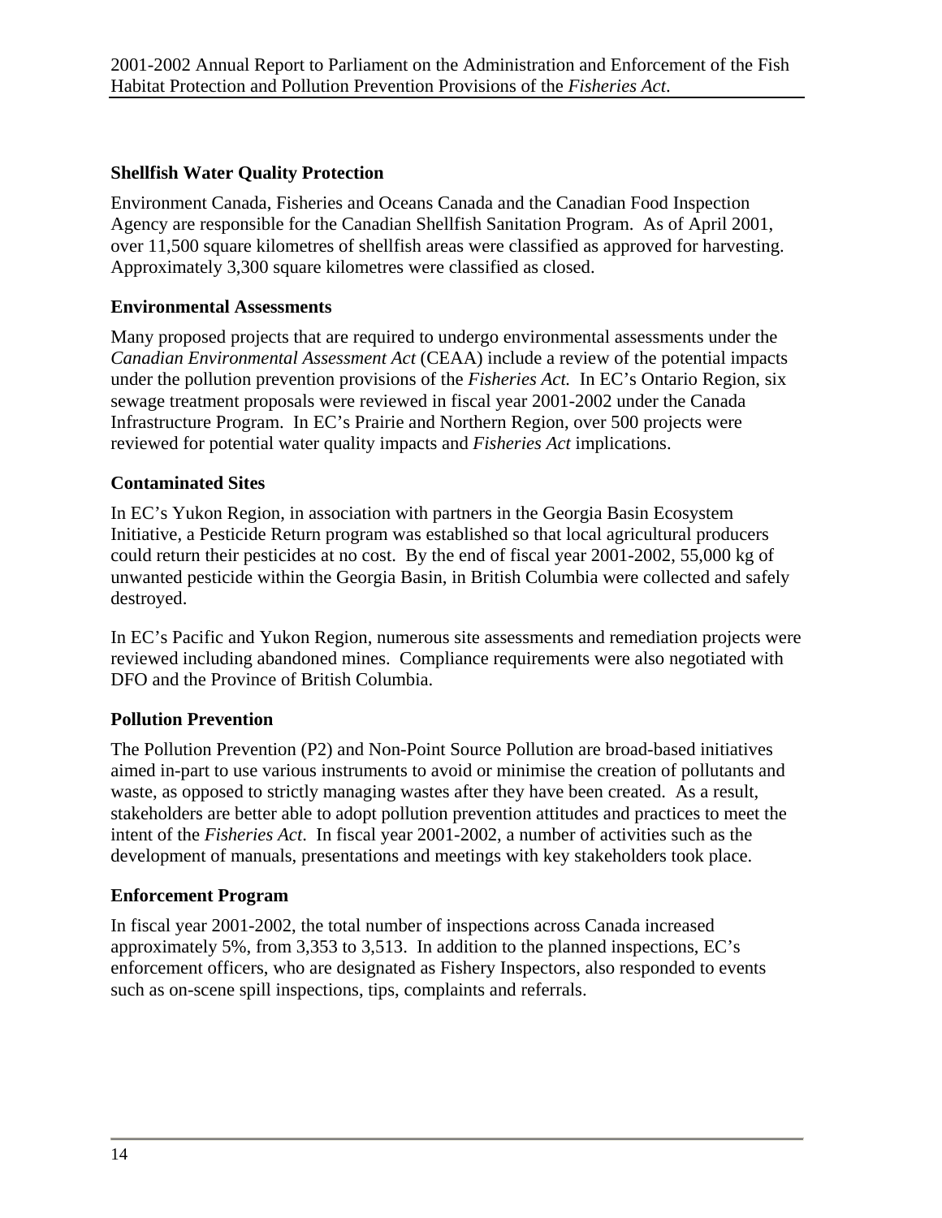### Shellfish Water Quality Protection

Environment Canada, Fisheries and Oceans Canada and the Canadian Food Inspection Agency are responsible for the Canadian Shellfish Sanitation Program. As of April 2001, over 11,500 square kilometres of shellfish areas were classified as approved for harvesting. Approximately 3,300 square kilometres were classified as closed.

### Environmental Assessments

Many proposed projects that are required to undergo environmental assessments under the *Canadian Environmental Assessment Act* (CEAA) include a review of the potential impacts under the pollution prevention provisions of the *Fisheries Act.* In EC's Ontario Region, six sewage treatment proposals were reviewed in fiscal year 2001-2002 under the Canada Infrastructure Program. In EC's Prairie and Northern Region, over 500 projects were reviewed for potential water quality impacts and *Fisheries Act* implications.

### Contaminated Sites

In EC's Yukon Region, in association with partners in the Georgia Basin Ecosystem Initiative, a Pesticide Return program was established so that local agricultural producers could return their pesticides at no cost. By the end of fiscal year 2001-2002, 55,000 kg of unwanted pesticide within the Georgia Basin, in British Columbia were collected and safely destroyed.

In EC's Pacific and Yukon Region, numerous site assessments and remediation projects were reviewed including abandoned mines. Compliance requirements were also negotiated with DFO and the Province of British Columbia.

### Pollution Prevention

The Pollution Prevention (P2) and Non-Point Source Pollution are broad-based initiatives aimed in-part to use various instruments to avoid or minimise the creation of pollutants and waste, as opposed to strictly managing wastes after they have been created. As a result, stakeholders are better able to adopt pollution prevention attitudes and practices to meet the intent of the *Fisheries Act*. In fiscal year 2001-2002, a number of activities such as the development of manuals, presentations and meetings with key stakeholders took place.

### Enforcement Program

In fiscal year 2001-2002, the total number of inspections across Canada increased approximately 5%, from 3,353 to 3,513. In addition to the planned inspections, EC's enforcement officers, who are designated as Fishery Inspectors, also responded to events such as on-scene spill inspections, tips, complaints and referrals.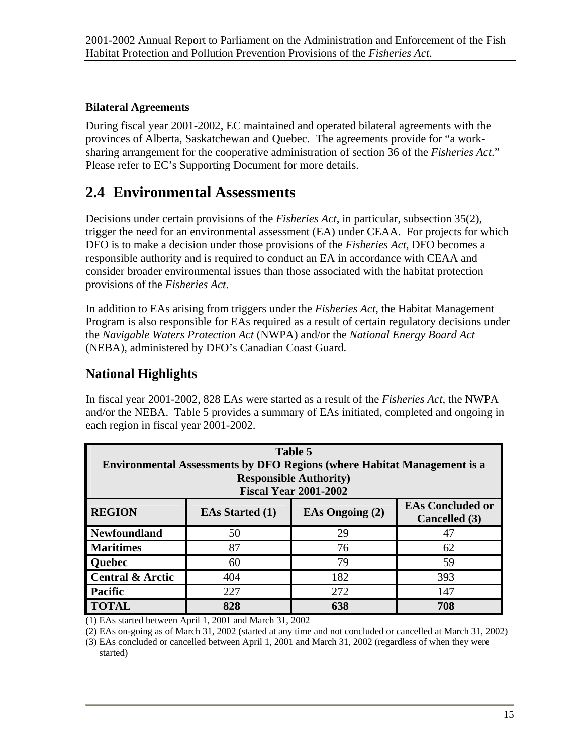**Bilateral Agreements**

During fiscal year 2001-2002, EC maintained and operated bilateral agreements with the provinces of Alberta, Saskatchewan and Quebec. The agreements provide for "a work-sharing arrangement for the cooperative administration of section 36 of the *Fisheries Act*." Please refer to EC's Supporting Document for more details.

## 2.4 Environmental Assessments

Decisions under certain provisions of the *Fisheries Act*, in particular, subsection 35(2), trigger the need for an environmental assessment (EA) under CEAA. For projects for which DFO is to make a decision under those provisions of the *Fisheries Act*, DFO becomes a responsible authority and is required to conduct an EA in accordance with CEAA and consider broader environmental issues than those associated with the habitat protection provisions of the *Fisheries Act*.

In addition to EAs arising from triggers under the *Fisheries Act*, the Habitat Management Program is also responsible for EAs required as a result of certain regulatory decisions under the *Navigable Waters Protection Act* (NWPA) and/or the *National Energy Board Act* (NEBA), administered by DFO's Canadian Coast Guard.

### National Highlights

In fiscal year 2001-2002, 828 EAs were started as a result of the *Fisheries Act*, the NWPA and/or the NEBA. Table 5 provides a summary of EAs initiated, completed and ongoing in each region in fiscal year 2001-2002.

**Table 5**
**Environmental Assessments by DFO Regions (where Habitat Management is a Responsible Authority)**
**Fiscal Year 2001-2002**

| REGION | EAs Started (1) | EAs Ongoing (2) | EAs Concluded or Cancelled (3) |
|---|---|---|---|
| **Newfoundland** | 50 | 29 | 47 |
| **Maritimes** | 87 | 76 | 62 |
| **Quebec** | 60 | 79 | 59 |
| **Central & Arctic** | 404 | 182 | 393 |
| **Pacific** | 227 | 272 | 147 |
| **TOTAL** | **828** | **638** | **708** |

(1) EAs started between April 1, 2001 and March 31, 2002
(2) EAs on-going as of March 31, 2002 (started at any time and not concluded or cancelled at March 31, 2002)
(3) EAs concluded or cancelled between April 1, 2001 and March 31, 2002 (regardless of when they were started)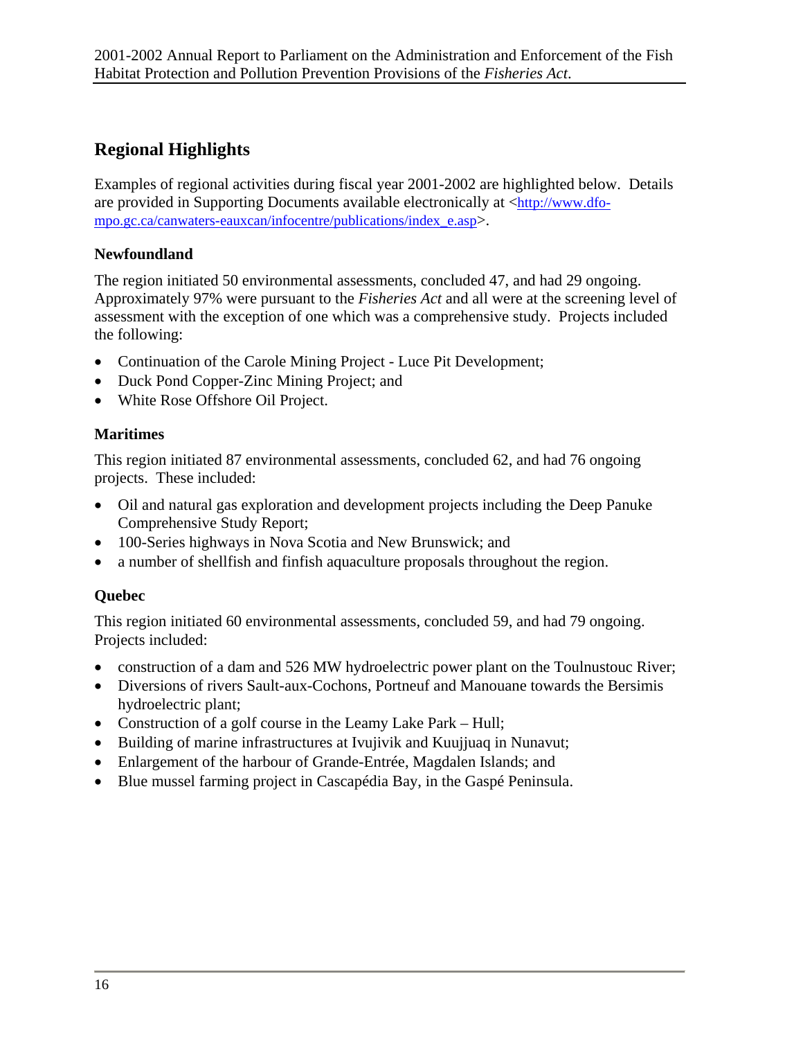## Regional Highlights

Examples of regional activities during fiscal year 2001-2002 are highlighted below. Details are provided in Supporting Documents available electronically at <http://www.dfo-mpo.gc.ca/canwaters-eauxcan/infocentre/publications/index_e.asp>.

### Newfoundland

The region initiated 50 environmental assessments, concluded 47, and had 29 ongoing. Approximately 97% were pursuant to the *Fisheries Act* and all were at the screening level of assessment with the exception of one which was a comprehensive study. Projects included the following:

- Continuation of the Carole Mining Project - Luce Pit Development;
- Duck Pond Copper-Zinc Mining Project; and
- White Rose Offshore Oil Project.

### Maritimes

This region initiated 87 environmental assessments, concluded 62, and had 76 ongoing projects. These included:

- Oil and natural gas exploration and development projects including the Deep Panuke Comprehensive Study Report;
- 100-Series highways in Nova Scotia and New Brunswick; and
- a number of shellfish and finfish aquaculture proposals throughout the region.

### Quebec

This region initiated 60 environmental assessments, concluded 59, and had 79 ongoing. Projects included:

- construction of a dam and 526 MW hydroelectric power plant on the Toulnustouc River;
- Diversions of rivers Sault-aux-Cochons, Portneuf and Manouane towards the Bersimis hydroelectric plant;
- Construction of a golf course in the Leamy Lake Park – Hull;
- Building of marine infrastructures at Ivujivik and Kuujjuaq in Nunavut;
- Enlargement of the harbour of Grande-Entrée, Magdalen Islands; and
- Blue mussel farming project in Cascapédia Bay, in the Gaspé Peninsula.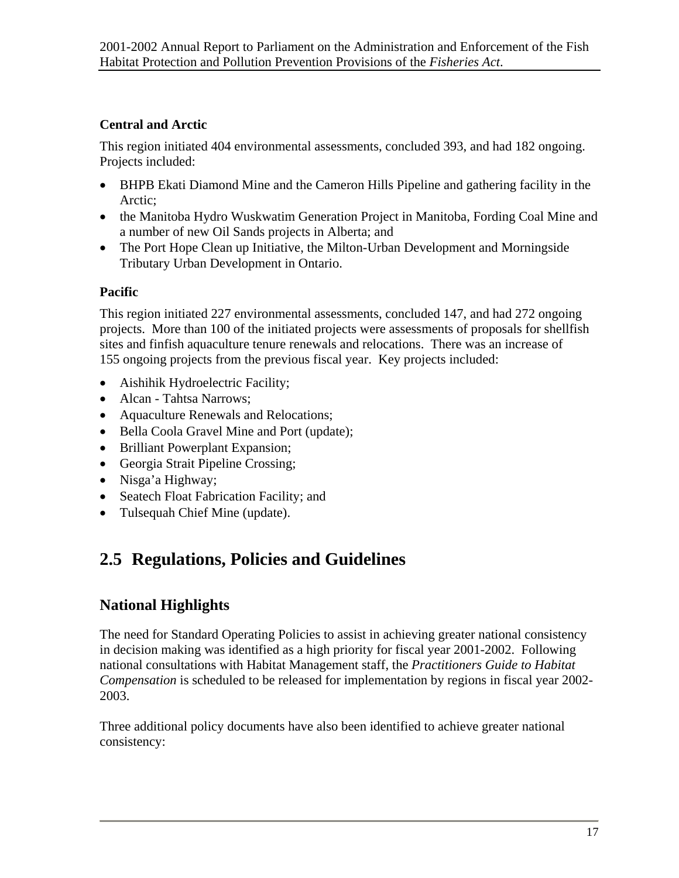### Central and Arctic

This region initiated 404 environmental assessments, concluded 393, and had 182 ongoing. Projects included:

- BHPB Ekati Diamond Mine and the Cameron Hills Pipeline and gathering facility in the Arctic;
- the Manitoba Hydro Wuskwatim Generation Project in Manitoba, Fording Coal Mine and a number of new Oil Sands projects in Alberta; and
- The Port Hope Clean up Initiative, the Milton-Urban Development and Morningside Tributary Urban Development in Ontario.

### Pacific

This region initiated 227 environmental assessments, concluded 147, and had 272 ongoing projects. More than 100 of the initiated projects were assessments of proposals for shellfish sites and finfish aquaculture tenure renewals and relocations. There was an increase of 155 ongoing projects from the previous fiscal year. Key projects included:

- Aishihik Hydroelectric Facility;
- Alcan - Tahtsa Narrows;
- Aquaculture Renewals and Relocations;
- Bella Coola Gravel Mine and Port (update);
- Brilliant Powerplant Expansion;
- Georgia Strait Pipeline Crossing;
- Nisga'a Highway;
- Seatech Float Fabrication Facility; and
- Tulsequah Chief Mine (update).

## 2.5 Regulations, Policies and Guidelines

### National Highlights

The need for Standard Operating Policies to assist in achieving greater national consistency in decision making was identified as a high priority for fiscal year 2001-2002. Following national consultations with Habitat Management staff, the *Practitioners Guide to Habitat Compensation* is scheduled to be released for implementation by regions in fiscal year 2002-2003.

Three additional policy documents have also been identified to achieve greater national consistency: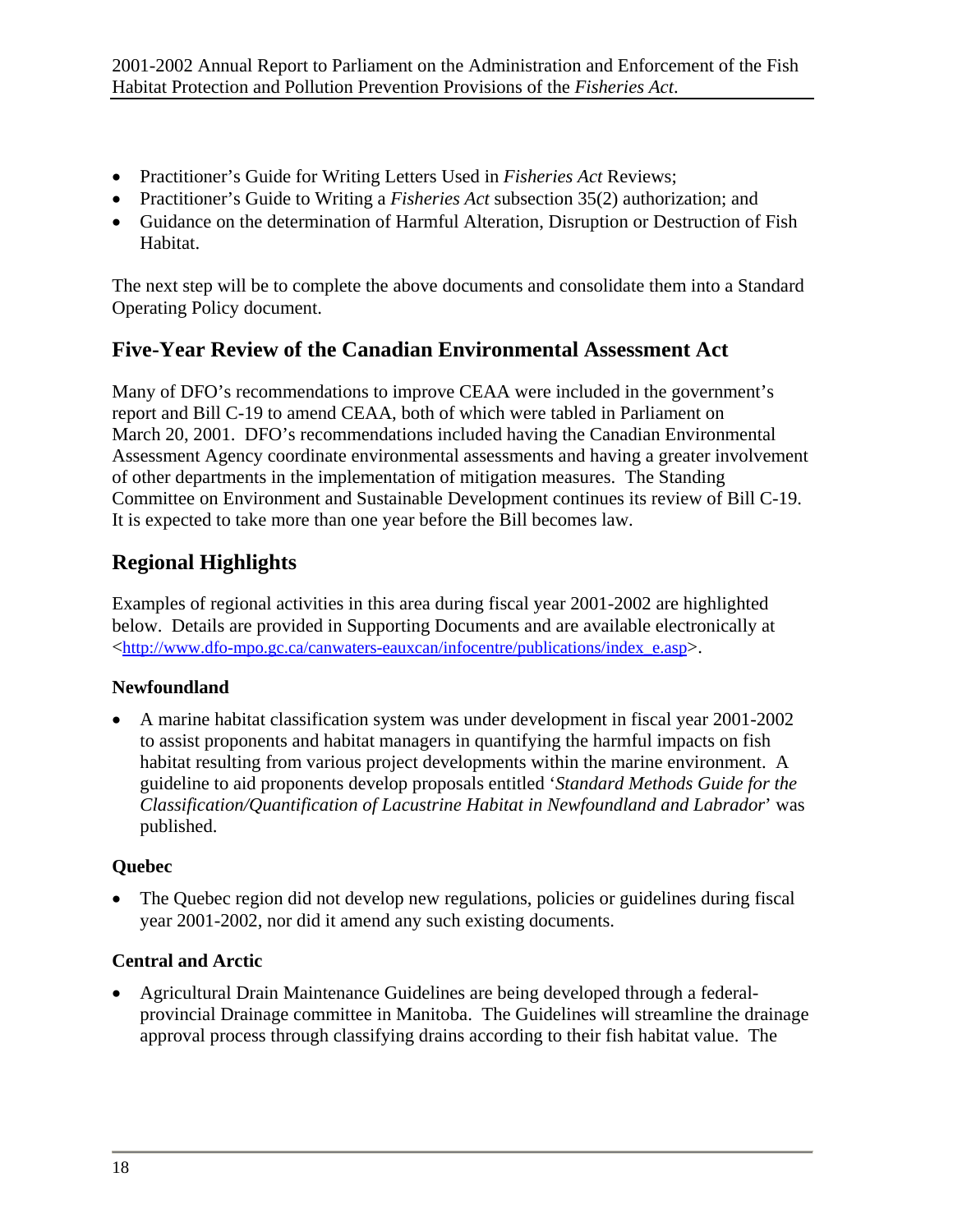- Practitioner's Guide for Writing Letters Used in *Fisheries Act* Reviews;
- Practitioner's Guide to Writing a *Fisheries Act* subsection 35(2) authorization; and
- Guidance on the determination of Harmful Alteration, Disruption or Destruction of Fish Habitat.

The next step will be to complete the above documents and consolidate them into a Standard Operating Policy document.

## Five-Year Review of the Canadian Environmental Assessment Act

Many of DFO's recommendations to improve CEAA were included in the government's report and Bill C-19 to amend CEAA, both of which were tabled in Parliament on March 20, 2001. DFO's recommendations included having the Canadian Environmental Assessment Agency coordinate environmental assessments and having a greater involvement of other departments in the implementation of mitigation measures. The Standing Committee on Environment and Sustainable Development continues its review of Bill C-19. It is expected to take more than one year before the Bill becomes law.

## Regional Highlights

Examples of regional activities in this area during fiscal year 2001-2002 are highlighted below. Details are provided in Supporting Documents and are available electronically at <http://www.dfo-mpo.gc.ca/canwaters-eauxcan/infocentre/publications/index_e.asp>.

### Newfoundland

- A marine habitat classification system was under development in fiscal year 2001-2002 to assist proponents and habitat managers in quantifying the harmful impacts on fish habitat resulting from various project developments within the marine environment. A guideline to aid proponents develop proposals entitled '*Standard Methods Guide for the Classification/Quantification of Lacustrine Habitat in Newfoundland and Labrador*' was published.

### Quebec

- The Quebec region did not develop new regulations, policies or guidelines during fiscal year 2001-2002, nor did it amend any such existing documents.

### Central and Arctic

- Agricultural Drain Maintenance Guidelines are being developed through a federal-provincial Drainage committee in Manitoba. The Guidelines will streamline the drainage approval process through classifying drains according to their fish habitat value. The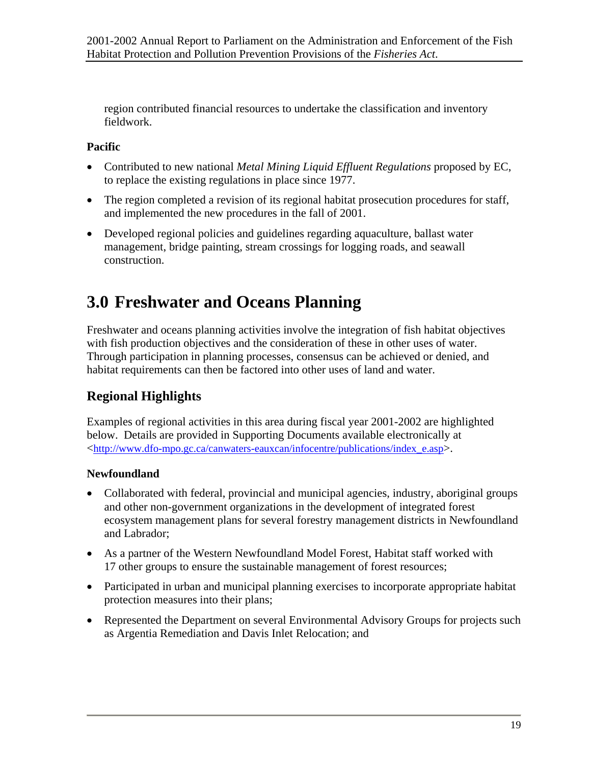region contributed financial resources to undertake the classification and inventory fieldwork.

**Pacific**

- Contributed to new national *Metal Mining Liquid Effluent Regulations* proposed by EC, to replace the existing regulations in place since 1977.
- The region completed a revision of its regional habitat prosecution procedures for staff, and implemented the new procedures in the fall of 2001.
- Developed regional policies and guidelines regarding aquaculture, ballast water management, bridge painting, stream crossings for logging roads, and seawall construction.

# 3.0 Freshwater and Oceans Planning

Freshwater and oceans planning activities involve the integration of fish habitat objectives with fish production objectives and the consideration of these in other uses of water. Through participation in planning processes, consensus can be achieved or denied, and habitat requirements can then be factored into other uses of land and water.

## Regional Highlights

Examples of regional activities in this area during fiscal year 2001-2002 are highlighted below. Details are provided in Supporting Documents available electronically at <http://www.dfo-mpo.gc.ca/canwaters-eauxcan/infocentre/publications/index_e.asp>.

**Newfoundland**

- Collaborated with federal, provincial and municipal agencies, industry, aboriginal groups and other non-government organizations in the development of integrated forest ecosystem management plans for several forestry management districts in Newfoundland and Labrador;
- As a partner of the Western Newfoundland Model Forest, Habitat staff worked with 17 other groups to ensure the sustainable management of forest resources;
- Participated in urban and municipal planning exercises to incorporate appropriate habitat protection measures into their plans;
- Represented the Department on several Environmental Advisory Groups for projects such as Argentia Remediation and Davis Inlet Relocation; and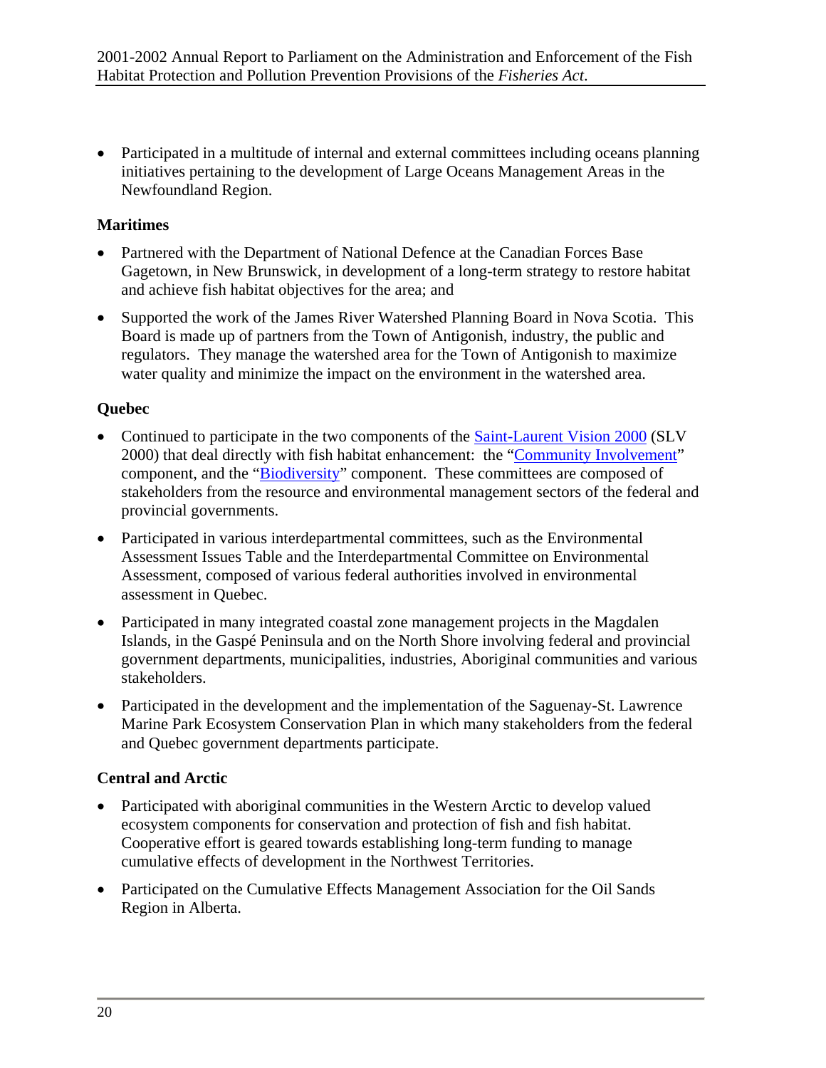- Participated in a multitude of internal and external committees including oceans planning initiatives pertaining to the development of Large Oceans Management Areas in the Newfoundland Region.

**Maritimes**

- Partnered with the Department of National Defence at the Canadian Forces Base Gagetown, in New Brunswick, in development of a long-term strategy to restore habitat and achieve fish habitat objectives for the area; and
- Supported the work of the James River Watershed Planning Board in Nova Scotia. This Board is made up of partners from the Town of Antigonish, industry, the public and regulators. They manage the watershed area for the Town of Antigonish to maximize water quality and minimize the impact on the environment in the watershed area.

**Quebec**

- Continued to participate in the two components of the Saint-Laurent Vision 2000 (SLV 2000) that deal directly with fish habitat enhancement: the "Community Involvement" component, and the "Biodiversity" component. These committees are composed of stakeholders from the resource and environmental management sectors of the federal and provincial governments.
- Participated in various interdepartmental committees, such as the Environmental Assessment Issues Table and the Interdepartmental Committee on Environmental Assessment, composed of various federal authorities involved in environmental assessment in Quebec.
- Participated in many integrated coastal zone management projects in the Magdalen Islands, in the Gaspé Peninsula and on the North Shore involving federal and provincial government departments, municipalities, industries, Aboriginal communities and various stakeholders.
- Participated in the development and the implementation of the Saguenay-St. Lawrence Marine Park Ecosystem Conservation Plan in which many stakeholders from the federal and Quebec government departments participate.

**Central and Arctic**

- Participated with aboriginal communities in the Western Arctic to develop valued ecosystem components for conservation and protection of fish and fish habitat. Cooperative effort is geared towards establishing long-term funding to manage cumulative effects of development in the Northwest Territories.
- Participated on the Cumulative Effects Management Association for the Oil Sands Region in Alberta.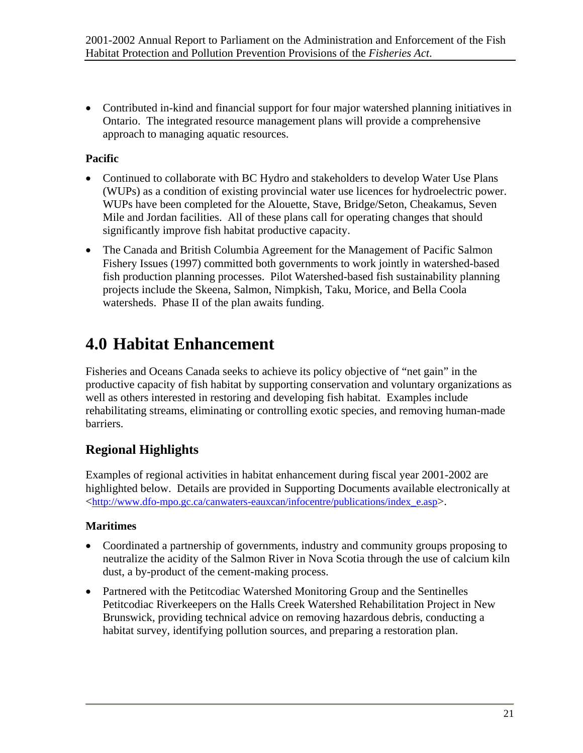- Contributed in-kind and financial support for four major watershed planning initiatives in Ontario. The integrated resource management plans will provide a comprehensive approach to managing aquatic resources.

**Pacific**

- Continued to collaborate with BC Hydro and stakeholders to develop Water Use Plans (WUPs) as a condition of existing provincial water use licences for hydroelectric power. WUPs have been completed for the Alouette, Stave, Bridge/Seton, Cheakamus, Seven Mile and Jordan facilities. All of these plans call for operating changes that should significantly improve fish habitat productive capacity.
- The Canada and British Columbia Agreement for the Management of Pacific Salmon Fishery Issues (1997) committed both governments to work jointly in watershed-based fish production planning processes. Pilot Watershed-based fish sustainability planning projects include the Skeena, Salmon, Nimpkish, Taku, Morice, and Bella Coola watersheds. Phase II of the plan awaits funding.

# 4.0 Habitat Enhancement

Fisheries and Oceans Canada seeks to achieve its policy objective of "net gain" in the productive capacity of fish habitat by supporting conservation and voluntary organizations as well as others interested in restoring and developing fish habitat. Examples include rehabilitating streams, eliminating or controlling exotic species, and removing human-made barriers.

## Regional Highlights

Examples of regional activities in habitat enhancement during fiscal year 2001-2002 are highlighted below. Details are provided in Supporting Documents available electronically at <http://www.dfo-mpo.gc.ca/canwaters-eauxcan/infocentre/publications/index_e.asp>.

**Maritimes**

- Coordinated a partnership of governments, industry and community groups proposing to neutralize the acidity of the Salmon River in Nova Scotia through the use of calcium kiln dust, a by-product of the cement-making process.
- Partnered with the Petitcodiac Watershed Monitoring Group and the Sentinelles Petitcodiac Riverkeepers on the Halls Creek Watershed Rehabilitation Project in New Brunswick, providing technical advice on removing hazardous debris, conducting a habitat survey, identifying pollution sources, and preparing a restoration plan.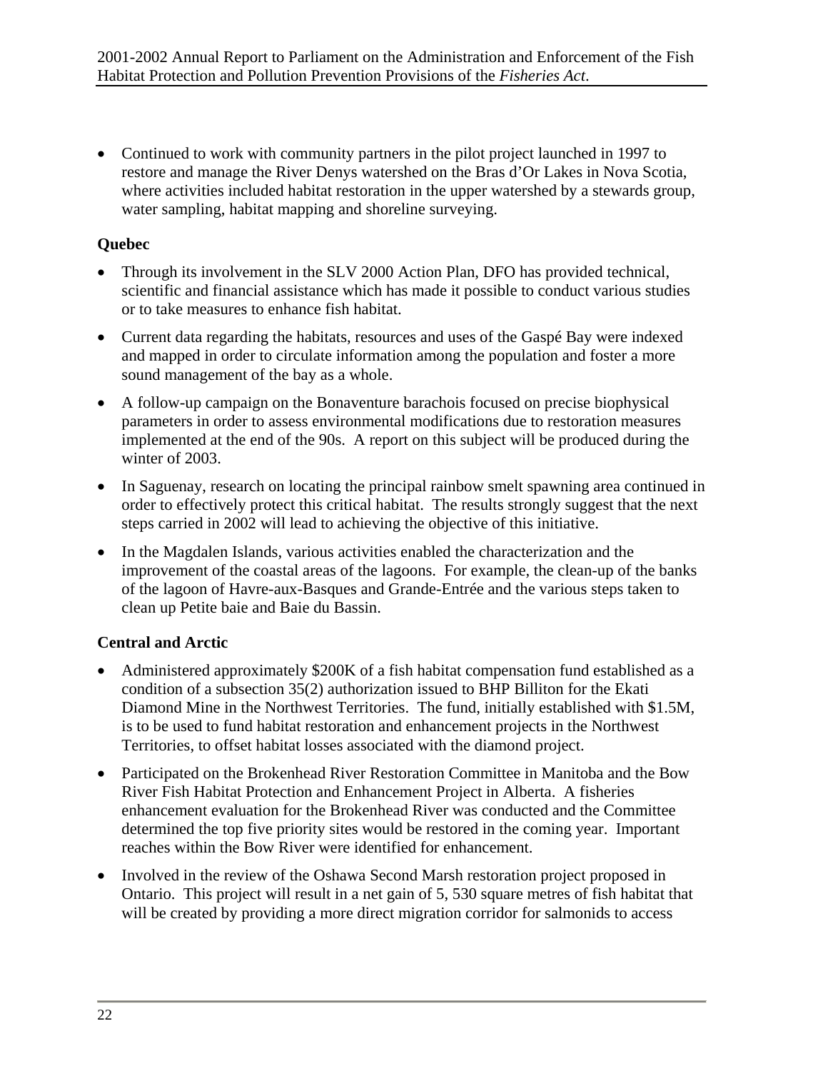- Continued to work with community partners in the pilot project launched in 1997 to restore and manage the River Denys watershed on the Bras d'Or Lakes in Nova Scotia, where activities included habitat restoration in the upper watershed by a stewards group, water sampling, habitat mapping and shoreline surveying.

**Quebec**

- Through its involvement in the SLV 2000 Action Plan, DFO has provided technical, scientific and financial assistance which has made it possible to conduct various studies or to take measures to enhance fish habitat.
- Current data regarding the habitats, resources and uses of the Gaspé Bay were indexed and mapped in order to circulate information among the population and foster a more sound management of the bay as a whole.
- A follow-up campaign on the Bonaventure barachois focused on precise biophysical parameters in order to assess environmental modifications due to restoration measures implemented at the end of the 90s. A report on this subject will be produced during the winter of 2003.
- In Saguenay, research on locating the principal rainbow smelt spawning area continued in order to effectively protect this critical habitat. The results strongly suggest that the next steps carried in 2002 will lead to achieving the objective of this initiative.
- In the Magdalen Islands, various activities enabled the characterization and the improvement of the coastal areas of the lagoons. For example, the clean-up of the banks of the lagoon of Havre-aux-Basques and Grande-Entrée and the various steps taken to clean up Petite baie and Baie du Bassin.

**Central and Arctic**

- Administered approximately $200K of a fish habitat compensation fund established as a condition of a subsection 35(2) authorization issued to BHP Billiton for the Ekati Diamond Mine in the Northwest Territories. The fund, initially established with $1.5M, is to be used to fund habitat restoration and enhancement projects in the Northwest Territories, to offset habitat losses associated with the diamond project.
- Participated on the Brokenhead River Restoration Committee in Manitoba and the Bow River Fish Habitat Protection and Enhancement Project in Alberta. A fisheries enhancement evaluation for the Brokenhead River was conducted and the Committee determined the top five priority sites would be restored in the coming year. Important reaches within the Bow River were identified for enhancement.
- Involved in the review of the Oshawa Second Marsh restoration project proposed in Ontario. This project will result in a net gain of 5, 530 square metres of fish habitat that will be created by providing a more direct migration corridor for salmonids to access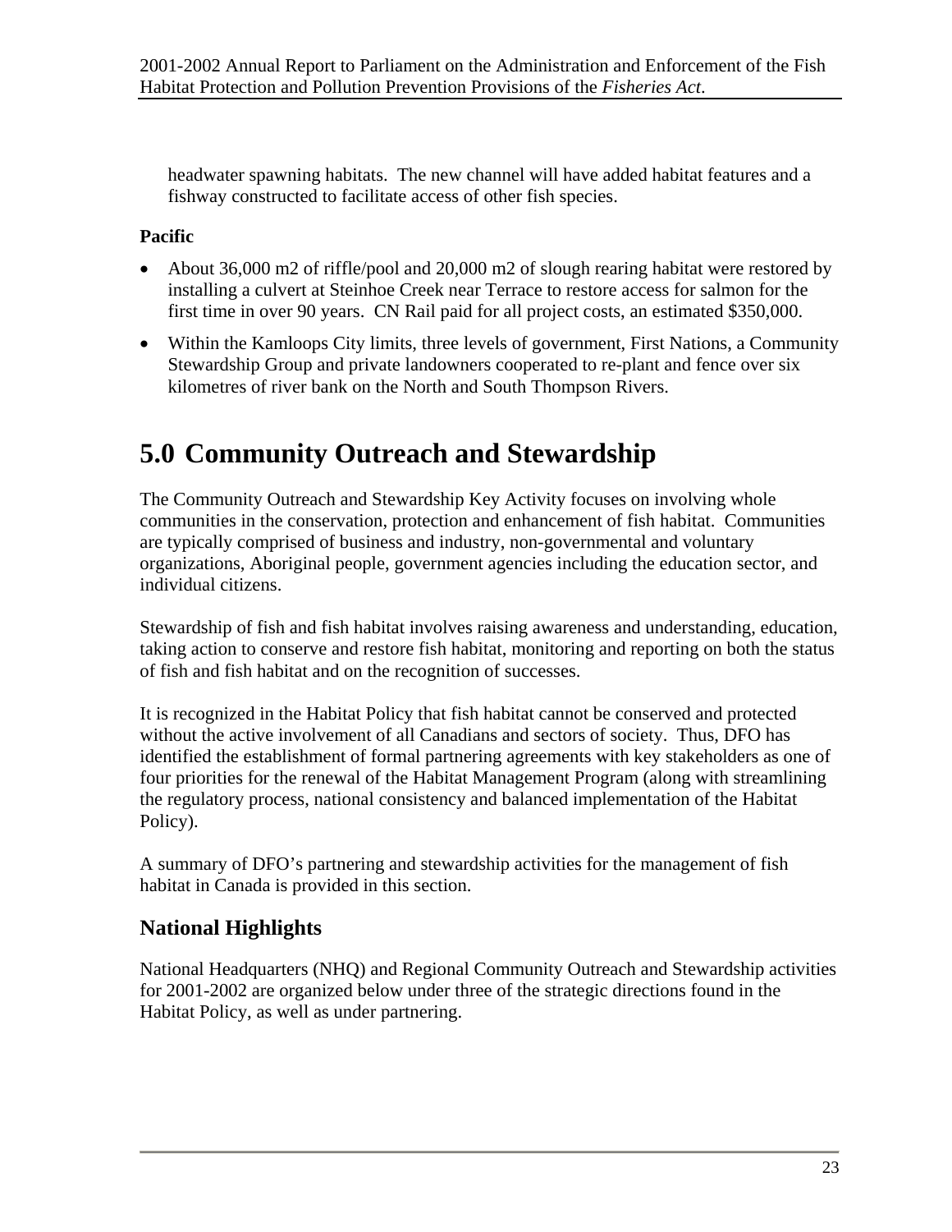headwater spawning habitats. The new channel will have added habitat features and a fishway constructed to facilitate access of other fish species.

**Pacific**

- About 36,000 m2 of riffle/pool and 20,000 m2 of slough rearing habitat were restored by installing a culvert at Steinhoe Creek near Terrace to restore access for salmon for the first time in over 90 years. CN Rail paid for all project costs, an estimated $350,000.
- Within the Kamloops City limits, three levels of government, First Nations, a Community Stewardship Group and private landowners cooperated to re-plant and fence over six kilometres of river bank on the North and South Thompson Rivers.

# 5.0 Community Outreach and Stewardship

The Community Outreach and Stewardship Key Activity focuses on involving whole communities in the conservation, protection and enhancement of fish habitat. Communities are typically comprised of business and industry, non-governmental and voluntary organizations, Aboriginal people, government agencies including the education sector, and individual citizens.

Stewardship of fish and fish habitat involves raising awareness and understanding, education, taking action to conserve and restore fish habitat, monitoring and reporting on both the status of fish and fish habitat and on the recognition of successes.

It is recognized in the Habitat Policy that fish habitat cannot be conserved and protected without the active involvement of all Canadians and sectors of society. Thus, DFO has identified the establishment of formal partnering agreements with key stakeholders as one of four priorities for the renewal of the Habitat Management Program (along with streamlining the regulatory process, national consistency and balanced implementation of the Habitat Policy).

A summary of DFO's partnering and stewardship activities for the management of fish habitat in Canada is provided in this section.

## National Highlights

National Headquarters (NHQ) and Regional Community Outreach and Stewardship activities for 2001-2002 are organized below under three of the strategic directions found in the Habitat Policy, as well as under partnering.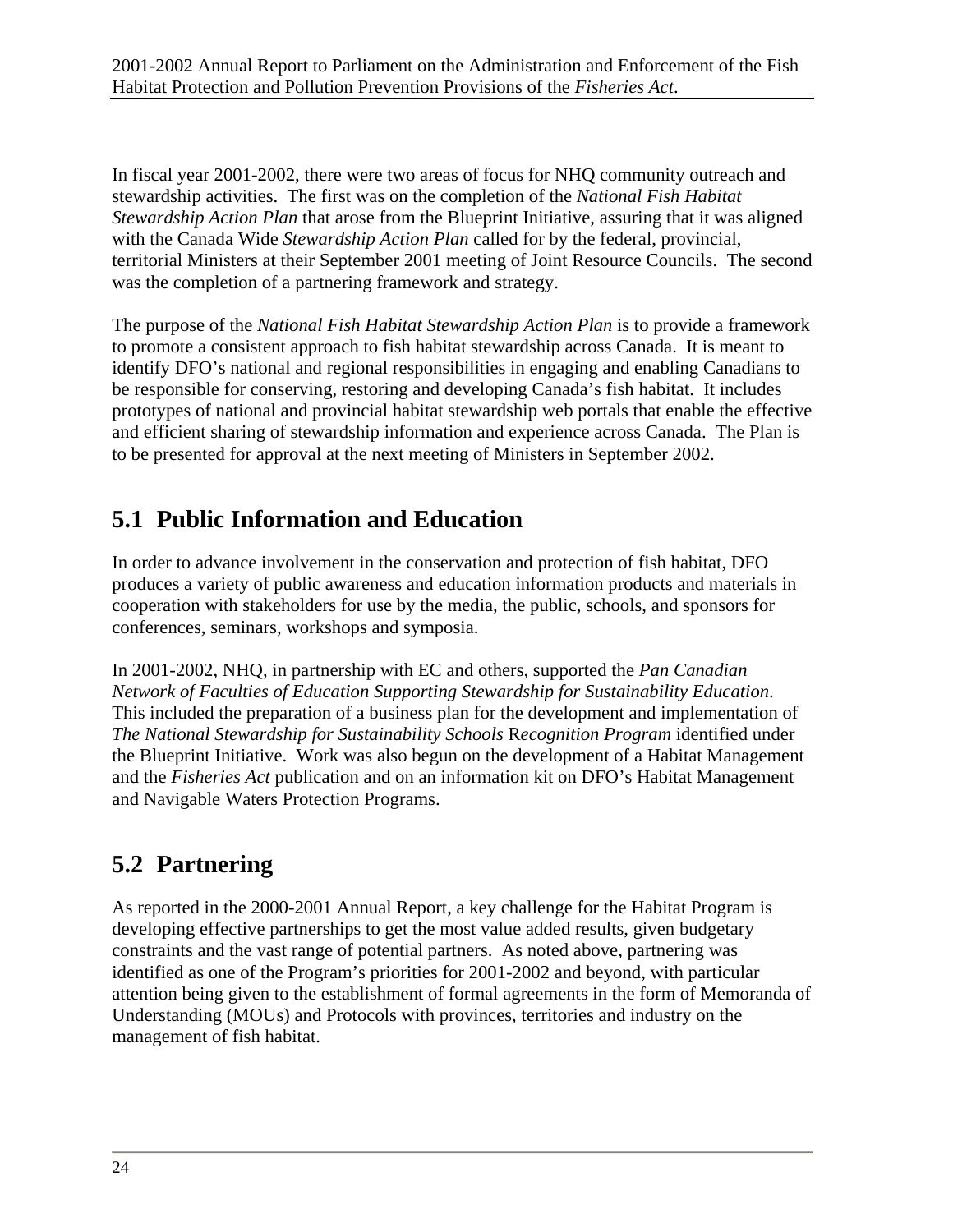In fiscal year 2001-2002, there were two areas of focus for NHQ community outreach and stewardship activities. The first was on the completion of the *National Fish Habitat Stewardship Action Plan* that arose from the Blueprint Initiative, assuring that it was aligned with the Canada Wide *Stewardship Action Plan* called for by the federal, provincial, territorial Ministers at their September 2001 meeting of Joint Resource Councils. The second was the completion of a partnering framework and strategy.

The purpose of the *National Fish Habitat Stewardship Action Plan* is to provide a framework to promote a consistent approach to fish habitat stewardship across Canada. It is meant to identify DFO's national and regional responsibilities in engaging and enabling Canadians to be responsible for conserving, restoring and developing Canada's fish habitat. It includes prototypes of national and provincial habitat stewardship web portals that enable the effective and efficient sharing of stewardship information and experience across Canada. The Plan is to be presented for approval at the next meeting of Ministers in September 2002.

## 5.1 Public Information and Education

In order to advance involvement in the conservation and protection of fish habitat, DFO produces a variety of public awareness and education information products and materials in cooperation with stakeholders for use by the media, the public, schools, and sponsors for conferences, seminars, workshops and symposia.

In 2001-2002, NHQ, in partnership with EC and others, supported the *Pan Canadian Network of Faculties of Education Supporting Stewardship for Sustainability Education*. This included the preparation of a business plan for the development and implementation of *The National Stewardship for Sustainability Schools* R*ecognition Program* identified under the Blueprint Initiative. Work was also begun on the development of a Habitat Management and the *Fisheries Act* publication and on an information kit on DFO's Habitat Management and Navigable Waters Protection Programs.

## 5.2 Partnering

As reported in the 2000-2001 Annual Report, a key challenge for the Habitat Program is developing effective partnerships to get the most value added results, given budgetary constraints and the vast range of potential partners. As noted above, partnering was identified as one of the Program's priorities for 2001-2002 and beyond, with particular attention being given to the establishment of formal agreements in the form of Memoranda of Understanding (MOUs) and Protocols with provinces, territories and industry on the management of fish habitat.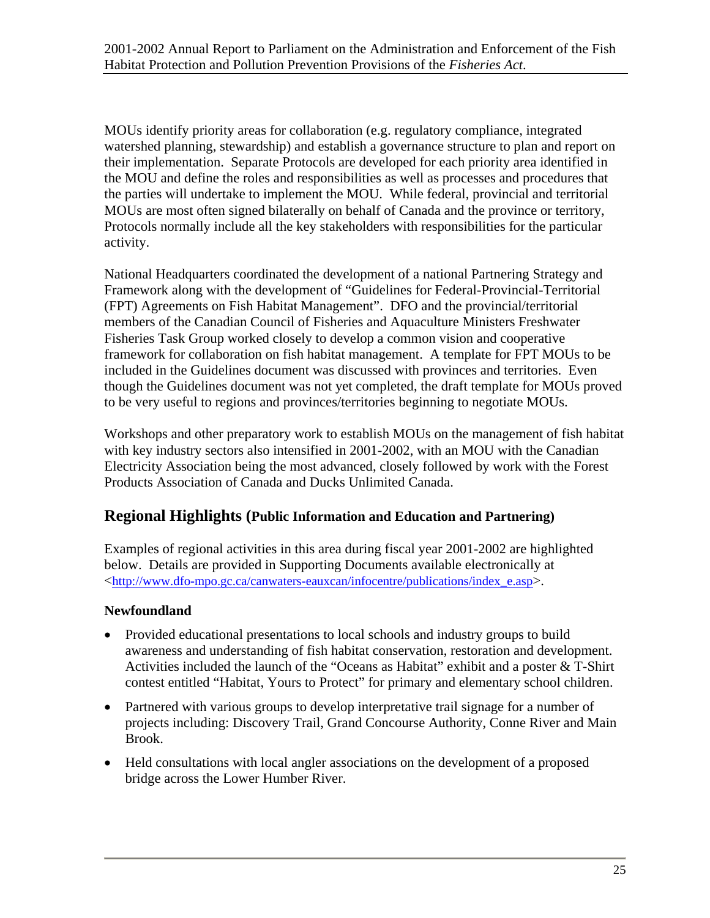MOUs identify priority areas for collaboration (e.g. regulatory compliance, integrated watershed planning, stewardship) and establish a governance structure to plan and report on their implementation. Separate Protocols are developed for each priority area identified in the MOU and define the roles and responsibilities as well as processes and procedures that the parties will undertake to implement the MOU. While federal, provincial and territorial MOUs are most often signed bilaterally on behalf of Canada and the province or territory, Protocols normally include all the key stakeholders with responsibilities for the particular activity.

National Headquarters coordinated the development of a national Partnering Strategy and Framework along with the development of "Guidelines for Federal-Provincial-Territorial (FPT) Agreements on Fish Habitat Management". DFO and the provincial/territorial members of the Canadian Council of Fisheries and Aquaculture Ministers Freshwater Fisheries Task Group worked closely to develop a common vision and cooperative framework for collaboration on fish habitat management. A template for FPT MOUs to be included in the Guidelines document was discussed with provinces and territories. Even though the Guidelines document was not yet completed, the draft template for MOUs proved to be very useful to regions and provinces/territories beginning to negotiate MOUs.

Workshops and other preparatory work to establish MOUs on the management of fish habitat with key industry sectors also intensified in 2001-2002, with an MOU with the Canadian Electricity Association being the most advanced, closely followed by work with the Forest Products Association of Canada and Ducks Unlimited Canada.

## Regional Highlights (Public Information and Education and Partnering)

Examples of regional activities in this area during fiscal year 2001-2002 are highlighted below. Details are provided in Supporting Documents available electronically at <http://www.dfo-mpo.gc.ca/canwaters-eauxcan/infocentre/publications/index_e.asp>.

### Newfoundland

- Provided educational presentations to local schools and industry groups to build awareness and understanding of fish habitat conservation, restoration and development. Activities included the launch of the "Oceans as Habitat" exhibit and a poster & T-Shirt contest entitled "Habitat, Yours to Protect" for primary and elementary school children.
- Partnered with various groups to develop interpretative trail signage for a number of projects including: Discovery Trail, Grand Concourse Authority, Conne River and Main Brook.
- Held consultations with local angler associations on the development of a proposed bridge across the Lower Humber River.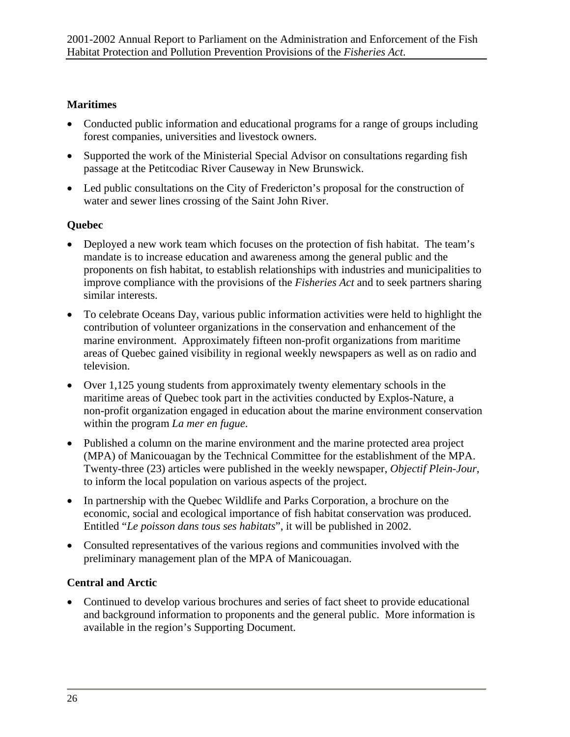**Maritimes**

- Conducted public information and educational programs for a range of groups including forest companies, universities and livestock owners.
- Supported the work of the Ministerial Special Advisor on consultations regarding fish passage at the Petitcodiac River Causeway in New Brunswick.
- Led public consultations on the City of Fredericton's proposal for the construction of water and sewer lines crossing of the Saint John River.

**Quebec**

- Deployed a new work team which focuses on the protection of fish habitat. The team's mandate is to increase education and awareness among the general public and the proponents on fish habitat, to establish relationships with industries and municipalities to improve compliance with the provisions of the *Fisheries Act* and to seek partners sharing similar interests.
- To celebrate Oceans Day, various public information activities were held to highlight the contribution of volunteer organizations in the conservation and enhancement of the marine environment. Approximately fifteen non-profit organizations from maritime areas of Quebec gained visibility in regional weekly newspapers as well as on radio and television.
- Over 1,125 young students from approximately twenty elementary schools in the maritime areas of Quebec took part in the activities conducted by Explos-Nature, a non-profit organization engaged in education about the marine environment conservation within the program *La mer en fugue*.
- Published a column on the marine environment and the marine protected area project (MPA) of Manicouagan by the Technical Committee for the establishment of the MPA. Twenty-three (23) articles were published in the weekly newspaper, *Objectif Plein-Jour*, to inform the local population on various aspects of the project.
- In partnership with the Quebec Wildlife and Parks Corporation, a brochure on the economic, social and ecological importance of fish habitat conservation was produced. Entitled "*Le poisson dans tous ses habitats*", it will be published in 2002.
- Consulted representatives of the various regions and communities involved with the preliminary management plan of the MPA of Manicouagan.

**Central and Arctic**

- Continued to develop various brochures and series of fact sheet to provide educational and background information to proponents and the general public. More information is available in the region's Supporting Document.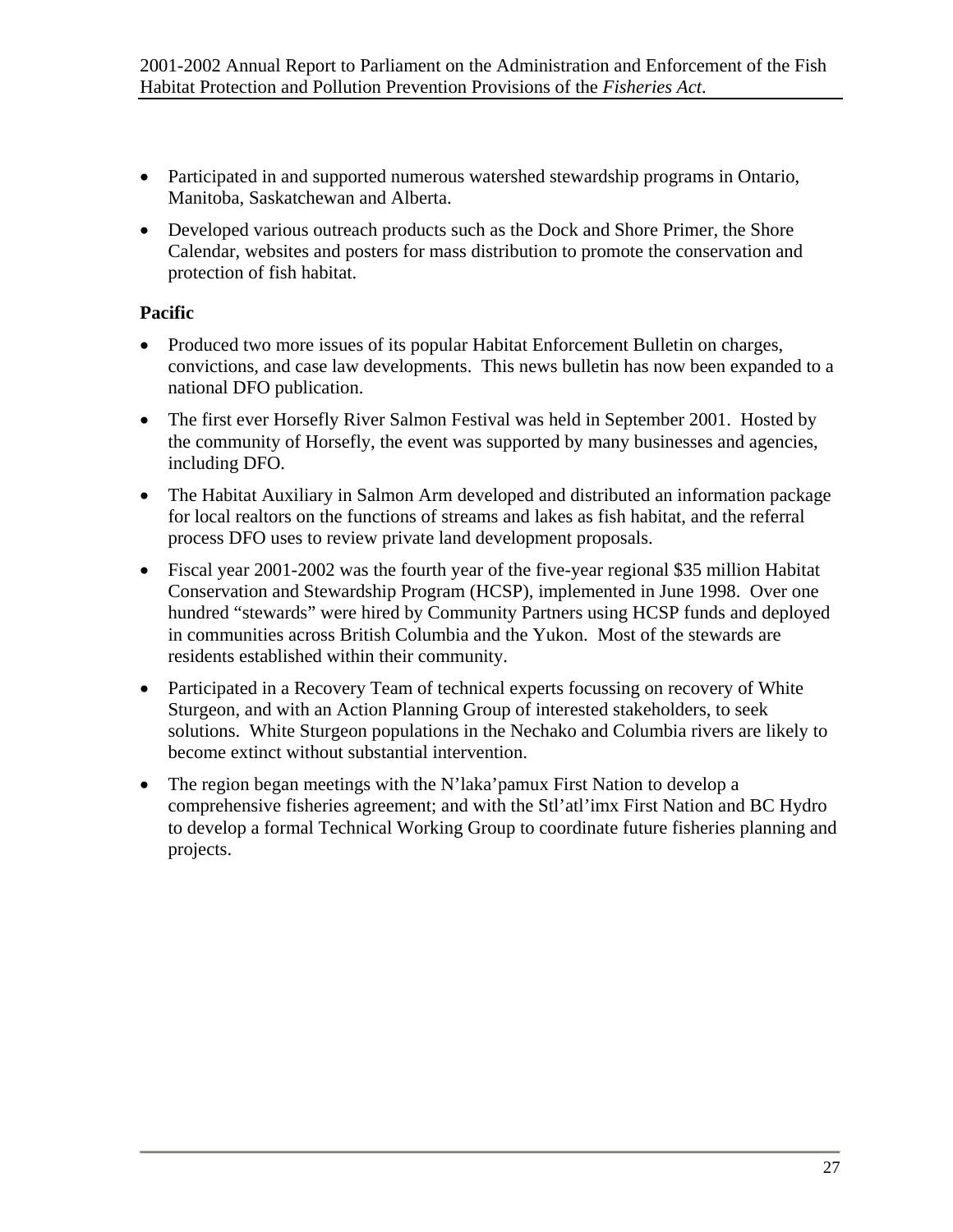- Participated in and supported numerous watershed stewardship programs in Ontario, Manitoba, Saskatchewan and Alberta.
- Developed various outreach products such as the Dock and Shore Primer, the Shore Calendar, websites and posters for mass distribution to promote the conservation and protection of fish habitat.

**Pacific**

- Produced two more issues of its popular Habitat Enforcement Bulletin on charges, convictions, and case law developments. This news bulletin has now been expanded to a national DFO publication.
- The first ever Horsefly River Salmon Festival was held in September 2001. Hosted by the community of Horsefly, the event was supported by many businesses and agencies, including DFO.
- The Habitat Auxiliary in Salmon Arm developed and distributed an information package for local realtors on the functions of streams and lakes as fish habitat, and the referral process DFO uses to review private land development proposals.
- Fiscal year 2001-2002 was the fourth year of the five-year regional $35 million Habitat Conservation and Stewardship Program (HCSP), implemented in June 1998. Over one hundred “stewards” were hired by Community Partners using HCSP funds and deployed in communities across British Columbia and the Yukon. Most of the stewards are residents established within their community.
- Participated in a Recovery Team of technical experts focussing on recovery of White Sturgeon, and with an Action Planning Group of interested stakeholders, to seek solutions. White Sturgeon populations in the Nechako and Columbia rivers are likely to become extinct without substantial intervention.
- The region began meetings with the N’laka’pamux First Nation to develop a comprehensive fisheries agreement; and with the Stl’atl’imx First Nation and BC Hydro to develop a formal Technical Working Group to coordinate future fisheries planning and projects.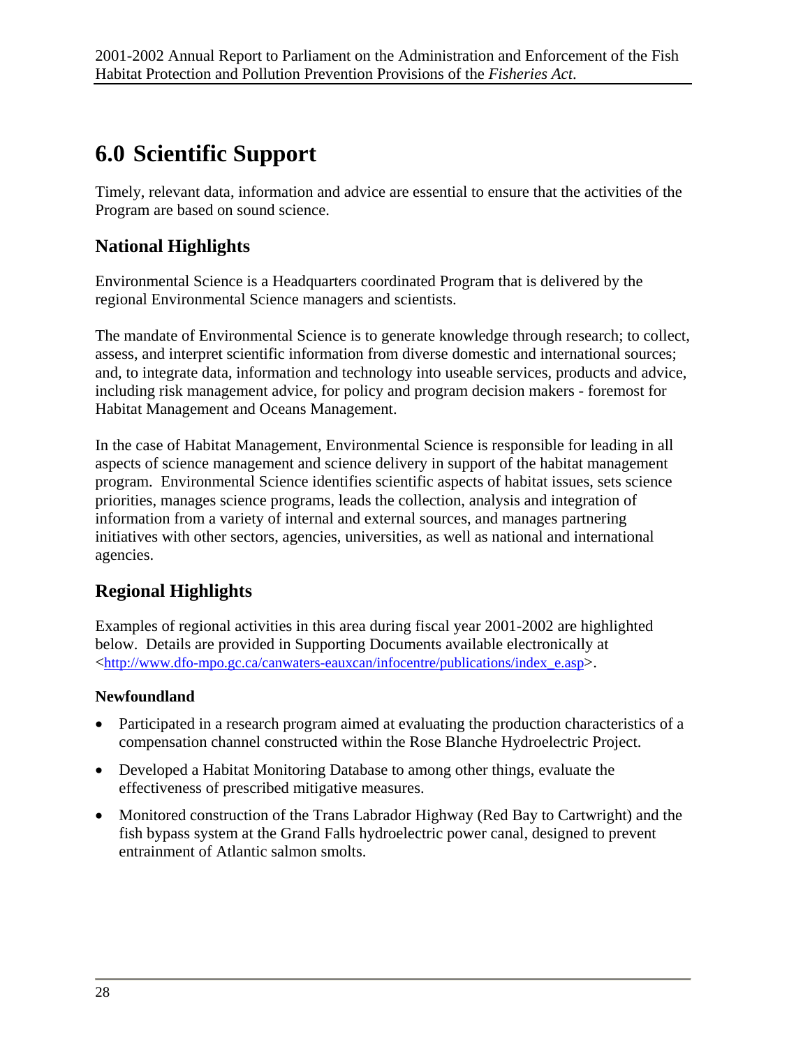# 6.0 Scientific Support

Timely, relevant data, information and advice are essential to ensure that the activities of the Program are based on sound science.

## National Highlights

Environmental Science is a Headquarters coordinated Program that is delivered by the regional Environmental Science managers and scientists.

The mandate of Environmental Science is to generate knowledge through research; to collect, assess, and interpret scientific information from diverse domestic and international sources; and, to integrate data, information and technology into useable services, products and advice, including risk management advice, for policy and program decision makers - foremost for Habitat Management and Oceans Management.

In the case of Habitat Management, Environmental Science is responsible for leading in all aspects of science management and science delivery in support of the habitat management program. Environmental Science identifies scientific aspects of habitat issues, sets science priorities, manages science programs, leads the collection, analysis and integration of information from a variety of internal and external sources, and manages partnering initiatives with other sectors, agencies, universities, as well as national and international agencies.

## Regional Highlights

Examples of regional activities in this area during fiscal year 2001-2002 are highlighted below. Details are provided in Supporting Documents available electronically at <http://www.dfo-mpo.gc.ca/canwaters-eauxcan/infocentre/publications/index_e.asp>.

### Newfoundland

- Participated in a research program aimed at evaluating the production characteristics of a compensation channel constructed within the Rose Blanche Hydroelectric Project.
- Developed a Habitat Monitoring Database to among other things, evaluate the effectiveness of prescribed mitigative measures.
- Monitored construction of the Trans Labrador Highway (Red Bay to Cartwright) and the fish bypass system at the Grand Falls hydroelectric power canal, designed to prevent entrainment of Atlantic salmon smolts.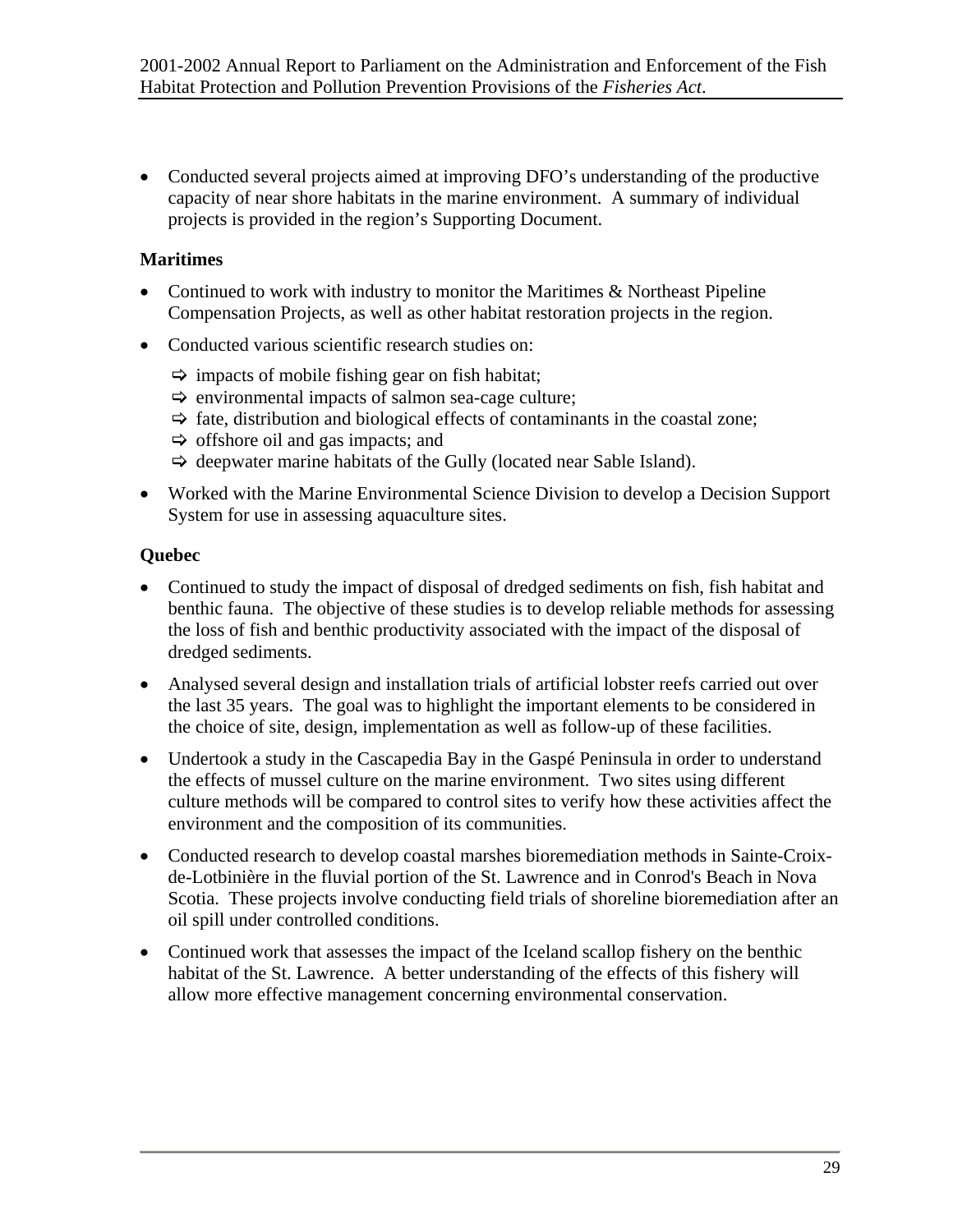- Conducted several projects aimed at improving DFO's understanding of the productive capacity of near shore habitats in the marine environment. A summary of individual projects is provided in the region's Supporting Document.

**Maritimes**

- Continued to work with industry to monitor the Maritimes & Northeast Pipeline Compensation Projects, as well as other habitat restoration projects in the region.
- Conducted various scientific research studies on:
  - ⇨ impacts of mobile fishing gear on fish habitat;
  - ⇨ environmental impacts of salmon sea-cage culture;
  - ⇨ fate, distribution and biological effects of contaminants in the coastal zone;
  - ⇨ offshore oil and gas impacts; and
  - ⇨ deepwater marine habitats of the Gully (located near Sable Island).
- Worked with the Marine Environmental Science Division to develop a Decision Support System for use in assessing aquaculture sites.

**Quebec**

- Continued to study the impact of disposal of dredged sediments on fish, fish habitat and benthic fauna. The objective of these studies is to develop reliable methods for assessing the loss of fish and benthic productivity associated with the impact of the disposal of dredged sediments.
- Analysed several design and installation trials of artificial lobster reefs carried out over the last 35 years. The goal was to highlight the important elements to be considered in the choice of site, design, implementation as well as follow-up of these facilities.
- Undertook a study in the Cascapedia Bay in the Gaspé Peninsula in order to understand the effects of mussel culture on the marine environment. Two sites using different culture methods will be compared to control sites to verify how these activities affect the environment and the composition of its communities.
- Conducted research to develop coastal marshes bioremediation methods in Sainte-Croix-de-Lotbinière in the fluvial portion of the St. Lawrence and in Conrod's Beach in Nova Scotia. These projects involve conducting field trials of shoreline bioremediation after an oil spill under controlled conditions.
- Continued work that assesses the impact of the Iceland scallop fishery on the benthic habitat of the St. Lawrence. A better understanding of the effects of this fishery will allow more effective management concerning environmental conservation.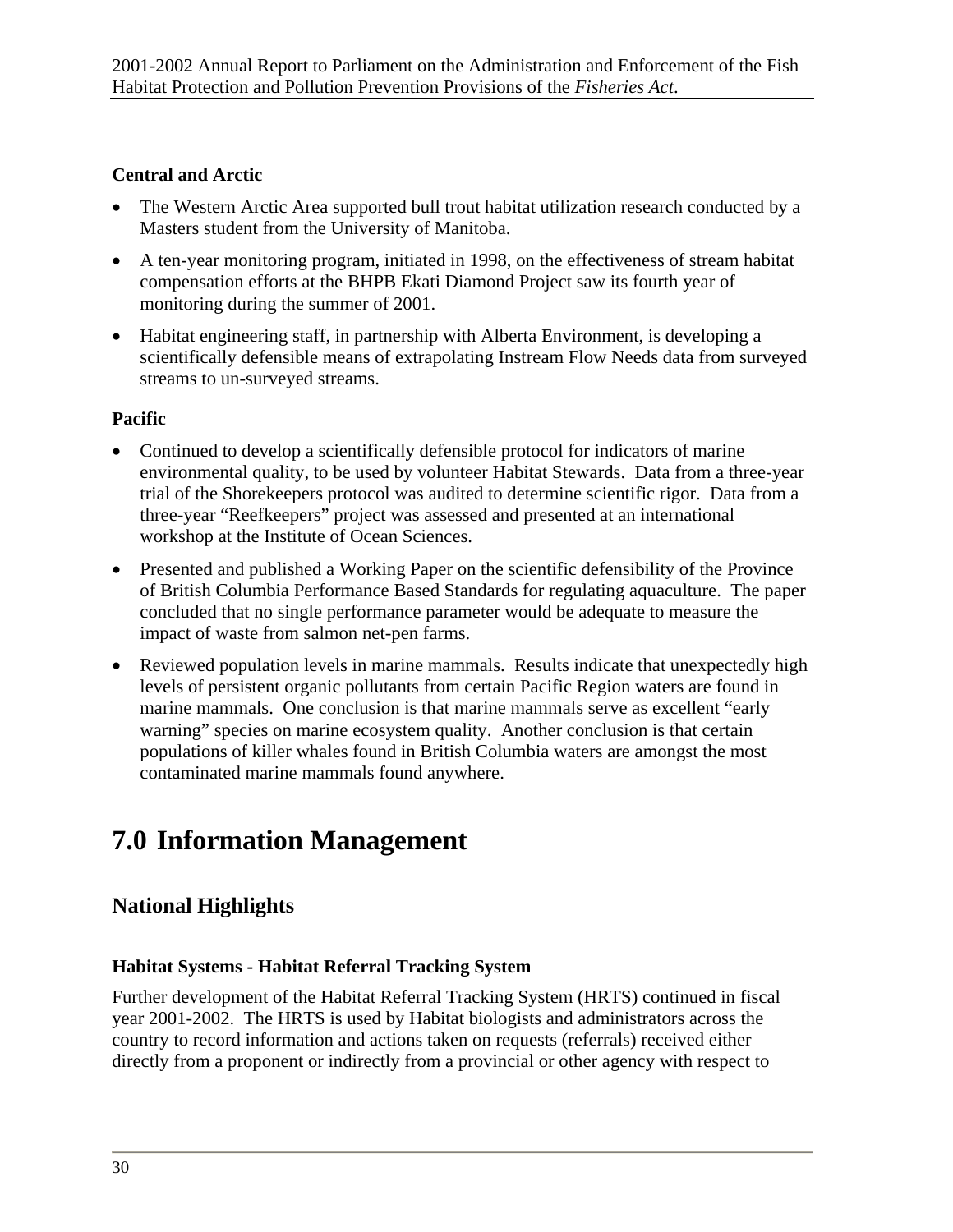**Central and Arctic**

- The Western Arctic Area supported bull trout habitat utilization research conducted by a Masters student from the University of Manitoba.
- A ten-year monitoring program, initiated in 1998, on the effectiveness of stream habitat compensation efforts at the BHPB Ekati Diamond Project saw its fourth year of monitoring during the summer of 2001.
- Habitat engineering staff, in partnership with Alberta Environment, is developing a scientifically defensible means of extrapolating Instream Flow Needs data from surveyed streams to un-surveyed streams.

**Pacific**

- Continued to develop a scientifically defensible protocol for indicators of marine environmental quality, to be used by volunteer Habitat Stewards. Data from a three-year trial of the Shorekeepers protocol was audited to determine scientific rigor. Data from a three-year "Reefkeepers" project was assessed and presented at an international workshop at the Institute of Ocean Sciences.
- Presented and published a Working Paper on the scientific defensibility of the Province of British Columbia Performance Based Standards for regulating aquaculture. The paper concluded that no single performance parameter would be adequate to measure the impact of waste from salmon net-pen farms.
- Reviewed population levels in marine mammals. Results indicate that unexpectedly high levels of persistent organic pollutants from certain Pacific Region waters are found in marine mammals. One conclusion is that marine mammals serve as excellent "early warning" species on marine ecosystem quality. Another conclusion is that certain populations of killer whales found in British Columbia waters are amongst the most contaminated marine mammals found anywhere.

# 7.0 Information Management

## National Highlights

**Habitat Systems - Habitat Referral Tracking System**

Further development of the Habitat Referral Tracking System (HRTS) continued in fiscal year 2001-2002. The HRTS is used by Habitat biologists and administrators across the country to record information and actions taken on requests (referrals) received either directly from a proponent or indirectly from a provincial or other agency with respect to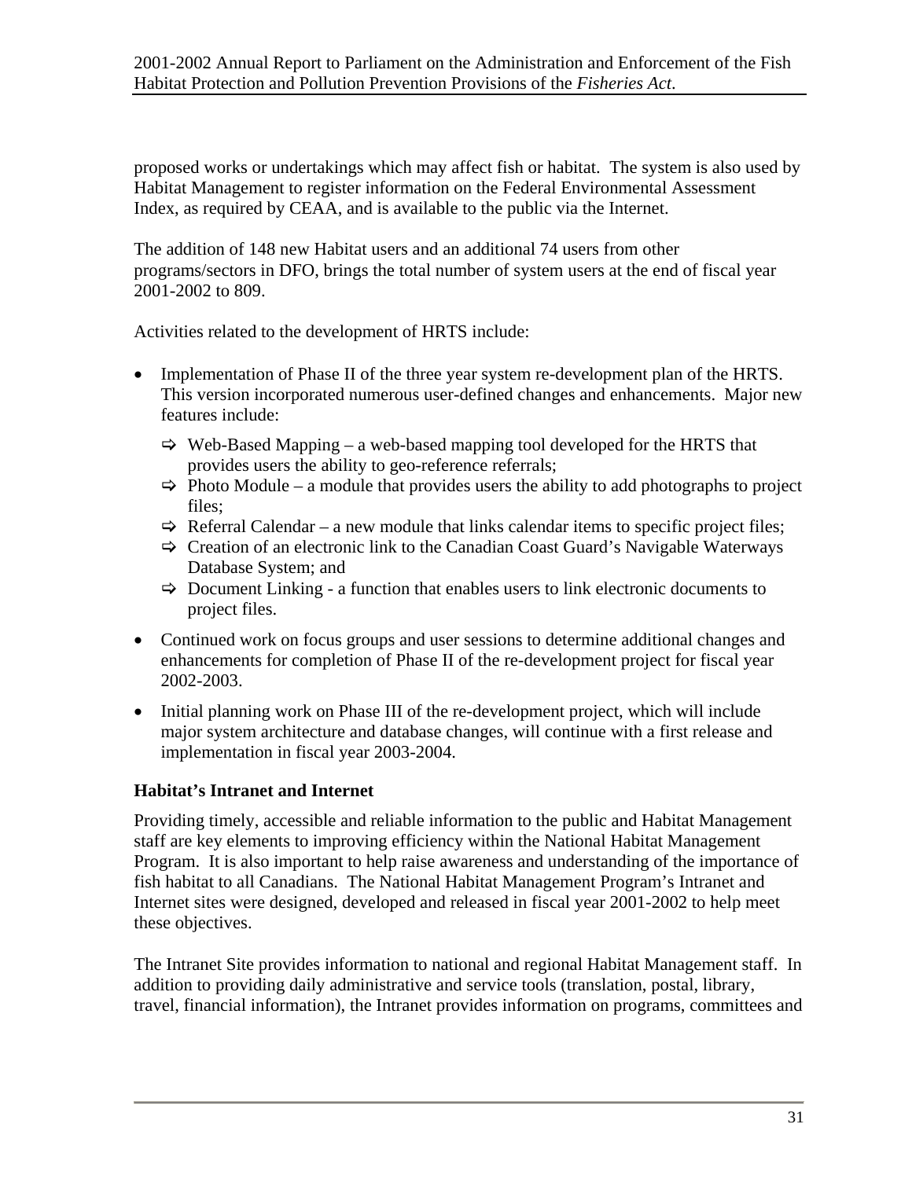proposed works or undertakings which may affect fish or habitat. The system is also used by Habitat Management to register information on the Federal Environmental Assessment Index, as required by CEAA, and is available to the public via the Internet.

The addition of 148 new Habitat users and an additional 74 users from other programs/sectors in DFO, brings the total number of system users at the end of fiscal year 2001-2002 to 809.

Activities related to the development of HRTS include:

- Implementation of Phase II of the three year system re-development plan of the HRTS. This version incorporated numerous user-defined changes and enhancements. Major new features include:
  - ⇨ Web-Based Mapping – a web-based mapping tool developed for the HRTS that provides users the ability to geo-reference referrals;
  - ⇨ Photo Module – a module that provides users the ability to add photographs to project files;
  - ⇨ Referral Calendar – a new module that links calendar items to specific project files;
  - ⇨ Creation of an electronic link to the Canadian Coast Guard's Navigable Waterways Database System; and
  - ⇨ Document Linking - a function that enables users to link electronic documents to project files.
- Continued work on focus groups and user sessions to determine additional changes and enhancements for completion of Phase II of the re-development project for fiscal year 2002-2003.
- Initial planning work on Phase III of the re-development project, which will include major system architecture and database changes, will continue with a first release and implementation in fiscal year 2003-2004.

### Habitat's Intranet and Internet

Providing timely, accessible and reliable information to the public and Habitat Management staff are key elements to improving efficiency within the National Habitat Management Program. It is also important to help raise awareness and understanding of the importance of fish habitat to all Canadians. The National Habitat Management Program's Intranet and Internet sites were designed, developed and released in fiscal year 2001-2002 to help meet these objectives.

The Intranet Site provides information to national and regional Habitat Management staff. In addition to providing daily administrative and service tools (translation, postal, library, travel, financial information), the Intranet provides information on programs, committees and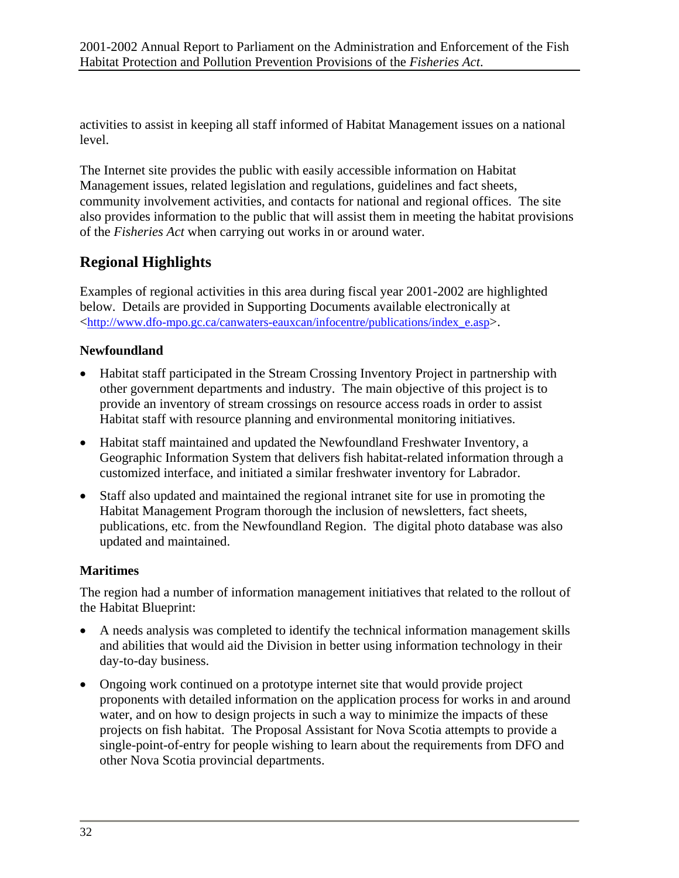activities to assist in keeping all staff informed of Habitat Management issues on a national level.

The Internet site provides the public with easily accessible information on Habitat Management issues, related legislation and regulations, guidelines and fact sheets, community involvement activities, and contacts for national and regional offices. The site also provides information to the public that will assist them in meeting the habitat provisions of the *Fisheries Act* when carrying out works in or around water.

## Regional Highlights

Examples of regional activities in this area during fiscal year 2001-2002 are highlighted below. Details are provided in Supporting Documents available electronically at <http://www.dfo-mpo.gc.ca/canwaters-eauxcan/infocentre/publications/index_e.asp>.

### Newfoundland

- Habitat staff participated in the Stream Crossing Inventory Project in partnership with other government departments and industry. The main objective of this project is to provide an inventory of stream crossings on resource access roads in order to assist Habitat staff with resource planning and environmental monitoring initiatives.
- Habitat staff maintained and updated the Newfoundland Freshwater Inventory, a Geographic Information System that delivers fish habitat-related information through a customized interface, and initiated a similar freshwater inventory for Labrador.
- Staff also updated and maintained the regional intranet site for use in promoting the Habitat Management Program thorough the inclusion of newsletters, fact sheets, publications, etc. from the Newfoundland Region. The digital photo database was also updated and maintained.

### Maritimes

The region had a number of information management initiatives that related to the rollout of the Habitat Blueprint:

- A needs analysis was completed to identify the technical information management skills and abilities that would aid the Division in better using information technology in their day-to-day business.
- Ongoing work continued on a prototype internet site that would provide project proponents with detailed information on the application process for works in and around water, and on how to design projects in such a way to minimize the impacts of these projects on fish habitat. The Proposal Assistant for Nova Scotia attempts to provide a single-point-of-entry for people wishing to learn about the requirements from DFO and other Nova Scotia provincial departments.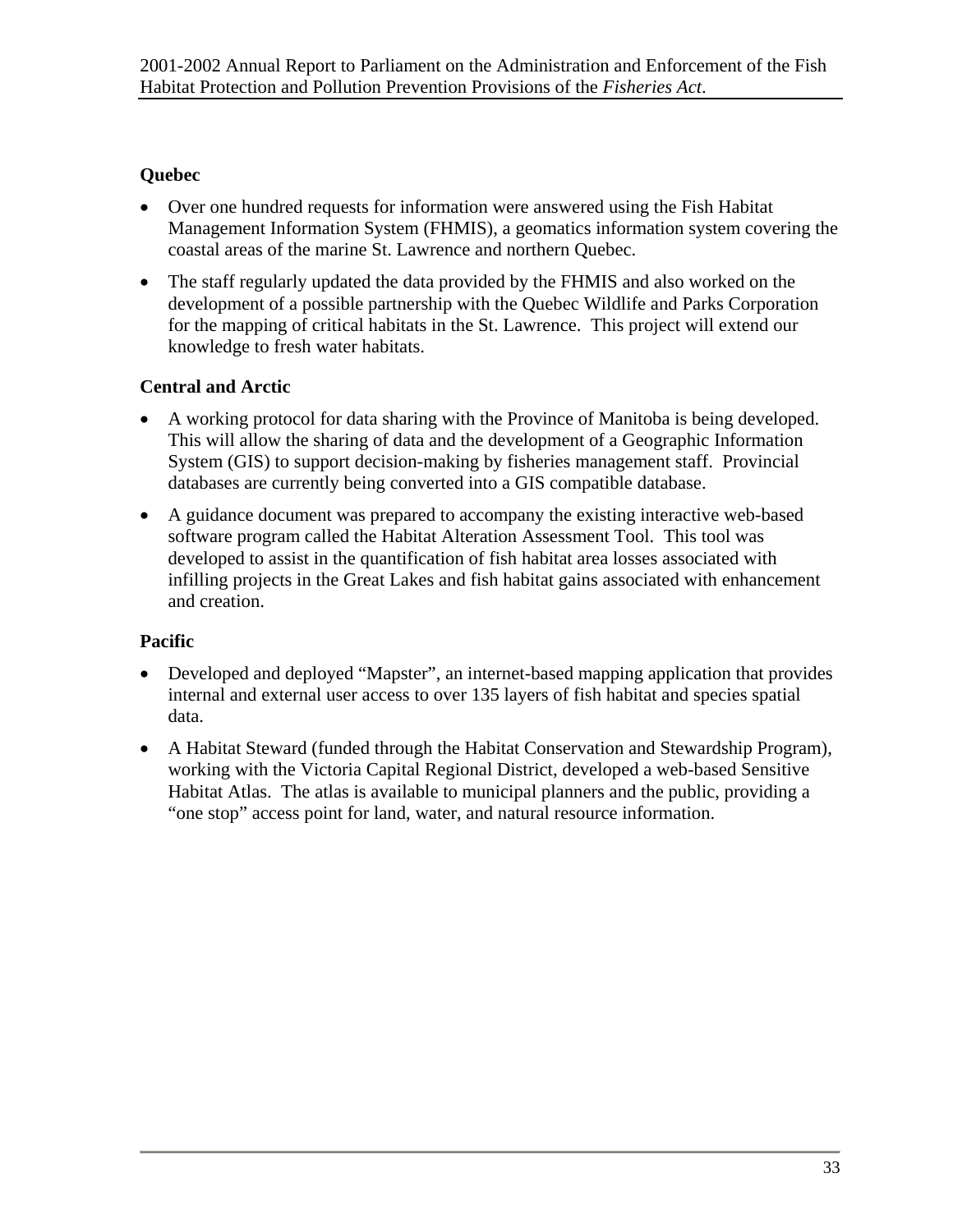**Quebec**

- Over one hundred requests for information were answered using the Fish Habitat Management Information System (FHMIS), a geomatics information system covering the coastal areas of the marine St. Lawrence and northern Quebec.
- The staff regularly updated the data provided by the FHMIS and also worked on the development of a possible partnership with the Quebec Wildlife and Parks Corporation for the mapping of critical habitats in the St. Lawrence. This project will extend our knowledge to fresh water habitats.

**Central and Arctic**

- A working protocol for data sharing with the Province of Manitoba is being developed. This will allow the sharing of data and the development of a Geographic Information System (GIS) to support decision-making by fisheries management staff. Provincial databases are currently being converted into a GIS compatible database.
- A guidance document was prepared to accompany the existing interactive web-based software program called the Habitat Alteration Assessment Tool. This tool was developed to assist in the quantification of fish habitat area losses associated with infilling projects in the Great Lakes and fish habitat gains associated with enhancement and creation.

**Pacific**

- Developed and deployed "Mapster", an internet-based mapping application that provides internal and external user access to over 135 layers of fish habitat and species spatial data.
- A Habitat Steward (funded through the Habitat Conservation and Stewardship Program), working with the Victoria Capital Regional District, developed a web-based Sensitive Habitat Atlas. The atlas is available to municipal planners and the public, providing a "one stop" access point for land, water, and natural resource information.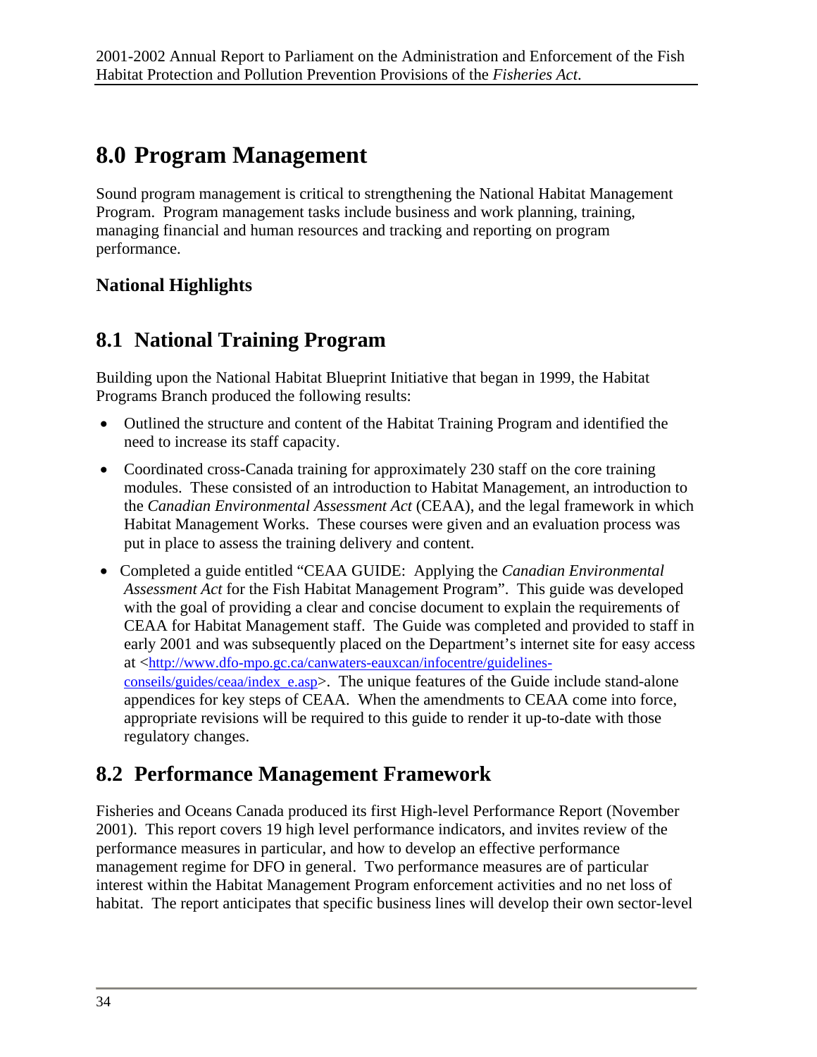# 8.0 Program Management

Sound program management is critical to strengthening the National Habitat Management Program. Program management tasks include business and work planning, training, managing financial and human resources and tracking and reporting on program performance.

### National Highlights

## 8.1 National Training Program

Building upon the National Habitat Blueprint Initiative that began in 1999, the Habitat Programs Branch produced the following results:

- Outlined the structure and content of the Habitat Training Program and identified the need to increase its staff capacity.
- Coordinated cross-Canada training for approximately 230 staff on the core training modules. These consisted of an introduction to Habitat Management, an introduction to the *Canadian Environmental Assessment Act* (CEAA), and the legal framework in which Habitat Management Works. These courses were given and an evaluation process was put in place to assess the training delivery and content.
- Completed a guide entitled "CEAA GUIDE: Applying the *Canadian Environmental Assessment Act* for the Fish Habitat Management Program". This guide was developed with the goal of providing a clear and concise document to explain the requirements of CEAA for Habitat Management staff. The Guide was completed and provided to staff in early 2001 and was subsequently placed on the Department's internet site for easy access at <http://www.dfo-mpo.gc.ca/canwaters-eauxcan/infocentre/guidelines-conseils/guides/ceaa/index_e.asp>. The unique features of the Guide include stand-alone appendices for key steps of CEAA. When the amendments to CEAA come into force, appropriate revisions will be required to this guide to render it up-to-date with those regulatory changes.

## 8.2 Performance Management Framework

Fisheries and Oceans Canada produced its first High-level Performance Report (November 2001). This report covers 19 high level performance indicators, and invites review of the performance measures in particular, and how to develop an effective performance management regime for DFO in general. Two performance measures are of particular interest within the Habitat Management Program enforcement activities and no net loss of habitat. The report anticipates that specific business lines will develop their own sector-level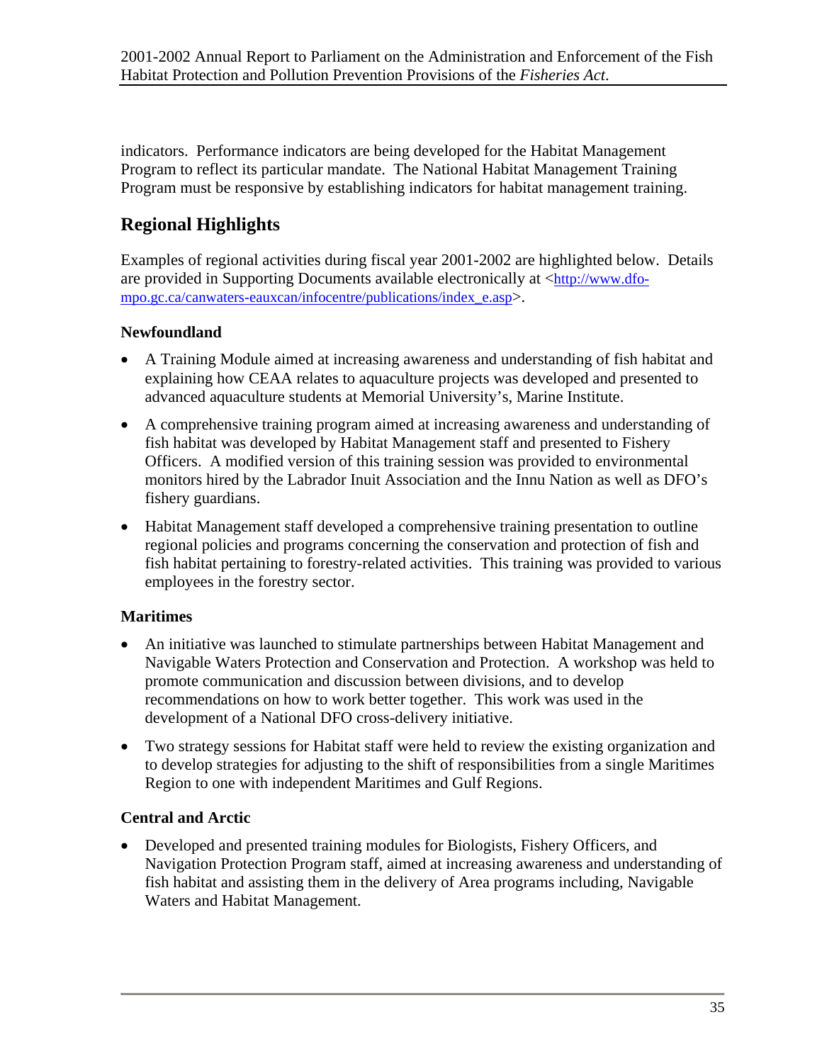indicators. Performance indicators are being developed for the Habitat Management Program to reflect its particular mandate. The National Habitat Management Training Program must be responsive by establishing indicators for habitat management training.

## Regional Highlights

Examples of regional activities during fiscal year 2001-2002 are highlighted below. Details are provided in Supporting Documents available electronically at <http://www.dfo-mpo.gc.ca/canwaters-eauxcan/infocentre/publications/index_e.asp>.

### Newfoundland

- A Training Module aimed at increasing awareness and understanding of fish habitat and explaining how CEAA relates to aquaculture projects was developed and presented to advanced aquaculture students at Memorial University's, Marine Institute.
- A comprehensive training program aimed at increasing awareness and understanding of fish habitat was developed by Habitat Management staff and presented to Fishery Officers. A modified version of this training session was provided to environmental monitors hired by the Labrador Inuit Association and the Innu Nation as well as DFO's fishery guardians.
- Habitat Management staff developed a comprehensive training presentation to outline regional policies and programs concerning the conservation and protection of fish and fish habitat pertaining to forestry-related activities. This training was provided to various employees in the forestry sector.

### Maritimes

- An initiative was launched to stimulate partnerships between Habitat Management and Navigable Waters Protection and Conservation and Protection. A workshop was held to promote communication and discussion between divisions, and to develop recommendations on how to work better together. This work was used in the development of a National DFO cross-delivery initiative.
- Two strategy sessions for Habitat staff were held to review the existing organization and to develop strategies for adjusting to the shift of responsibilities from a single Maritimes Region to one with independent Maritimes and Gulf Regions.

### Central and Arctic

- Developed and presented training modules for Biologists, Fishery Officers, and Navigation Protection Program staff, aimed at increasing awareness and understanding of fish habitat and assisting them in the delivery of Area programs including, Navigable Waters and Habitat Management.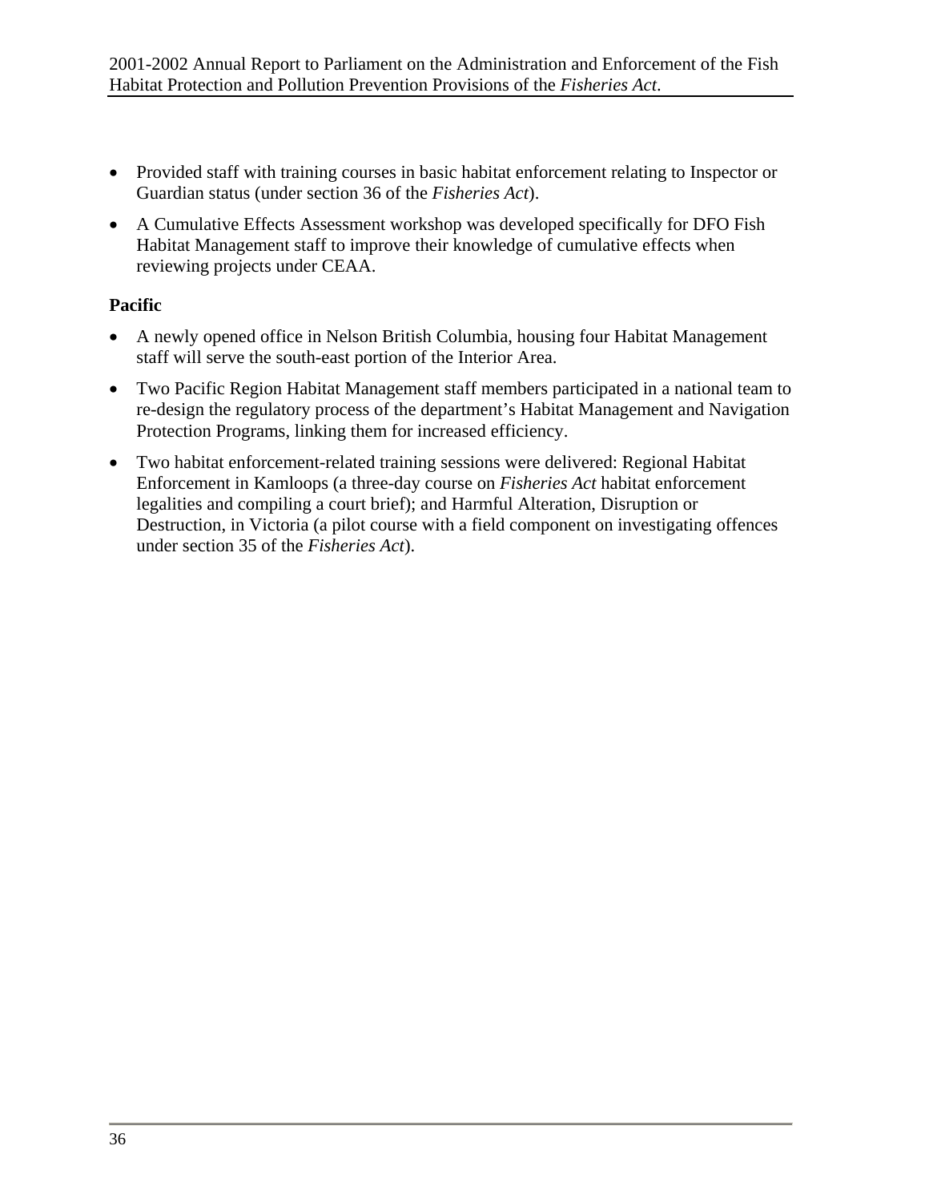- Provided staff with training courses in basic habitat enforcement relating to Inspector or Guardian status (under section 36 of the *Fisheries Act*).
- A Cumulative Effects Assessment workshop was developed specifically for DFO Fish Habitat Management staff to improve their knowledge of cumulative effects when reviewing projects under CEAA.

**Pacific**

- A newly opened office in Nelson British Columbia, housing four Habitat Management staff will serve the south-east portion of the Interior Area.
- Two Pacific Region Habitat Management staff members participated in a national team to re-design the regulatory process of the department's Habitat Management and Navigation Protection Programs, linking them for increased efficiency.
- Two habitat enforcement-related training sessions were delivered: Regional Habitat Enforcement in Kamloops (a three-day course on *Fisheries Act* habitat enforcement legalities and compiling a court brief); and Harmful Alteration, Disruption or Destruction, in Victoria (a pilot course with a field component on investigating offences under section 35 of the *Fisheries Act*).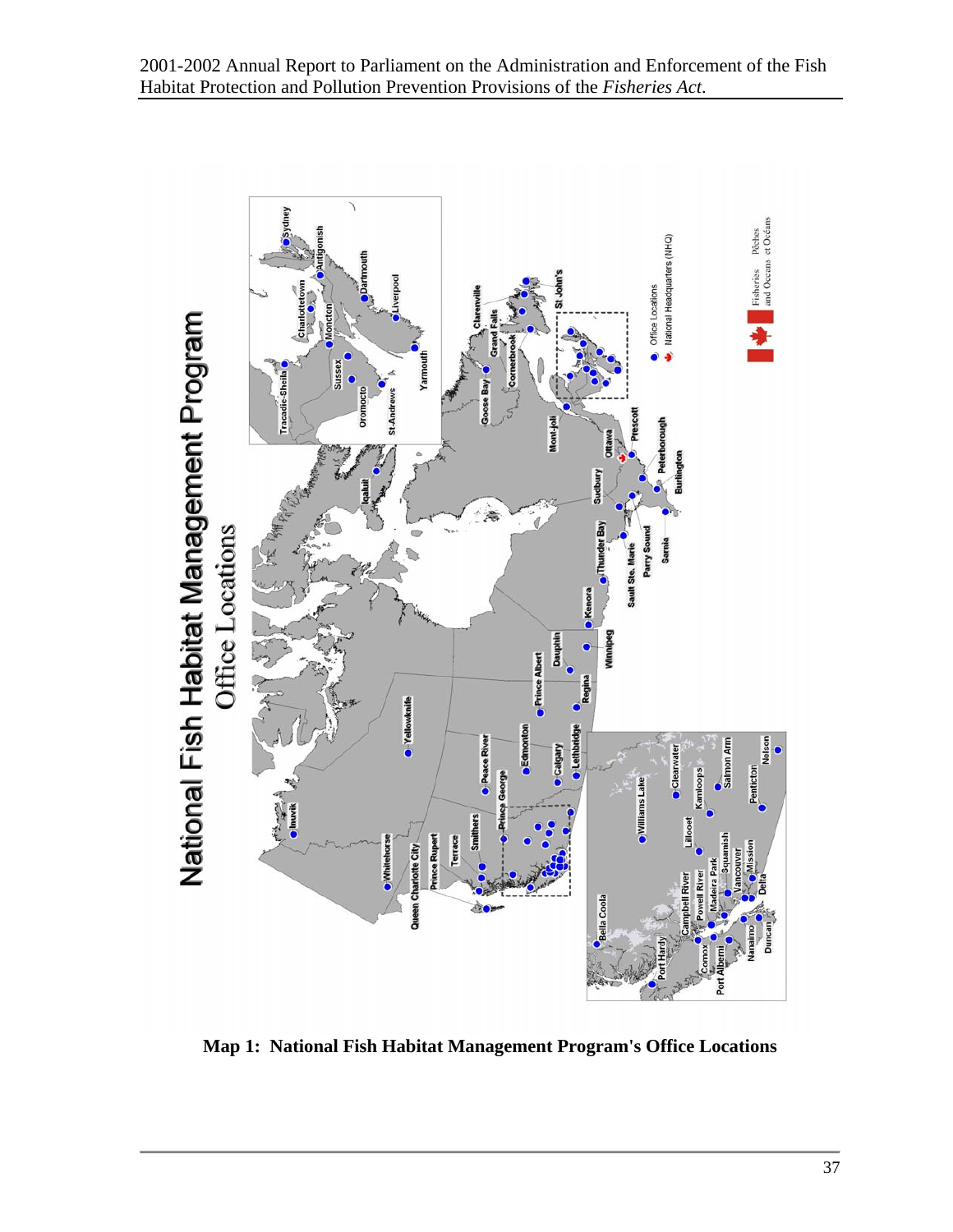**Map 1: National Fish Habitat Management Program's Office Locations**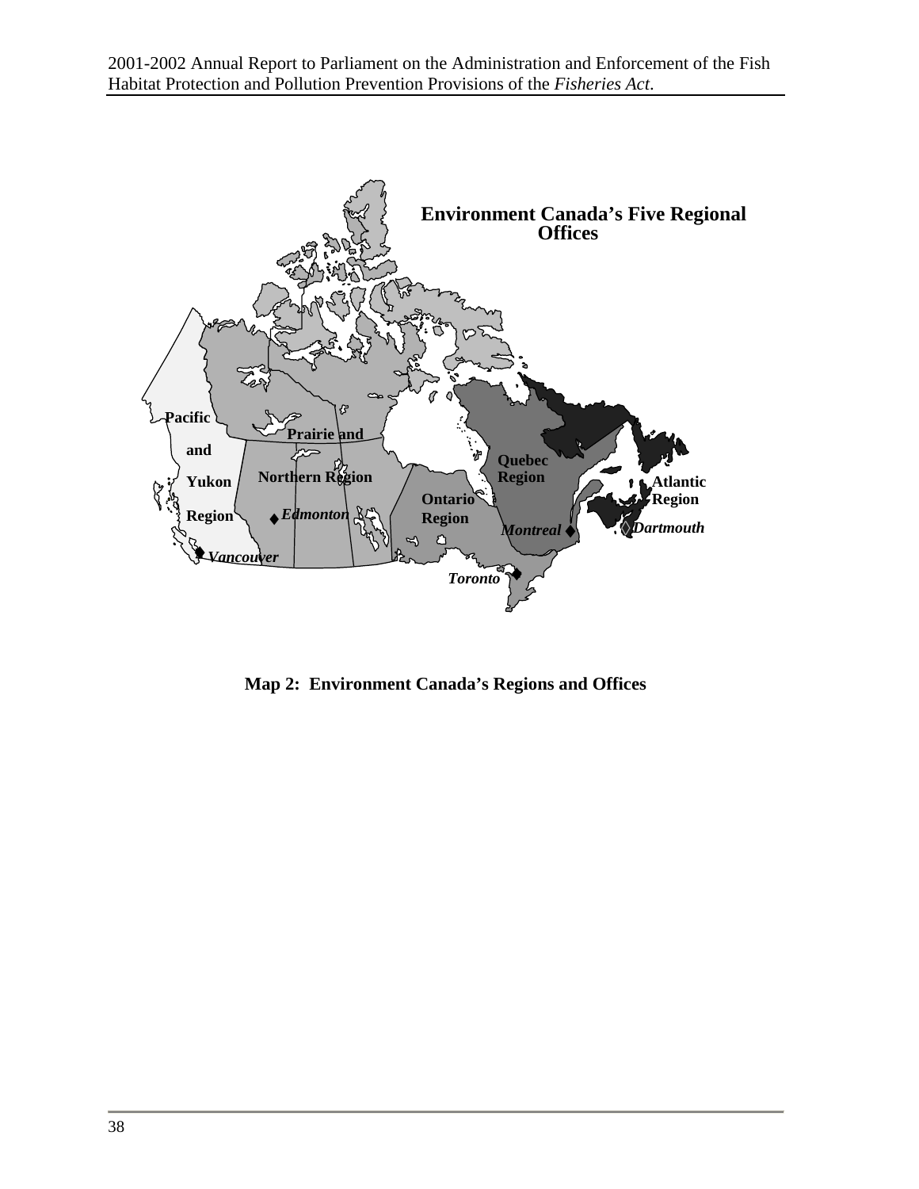**Environment Canada's Five Regional Offices**

Pacific and Yukon Region

Prairie and Northern Region

Quebec Region

Ontario Region

Atlantic Region

*Edmonton*

*Vancouver*

*Montreal*

*Dartmouth*

*Toronto*

**Map 2: Environment Canada's Regions and Offices**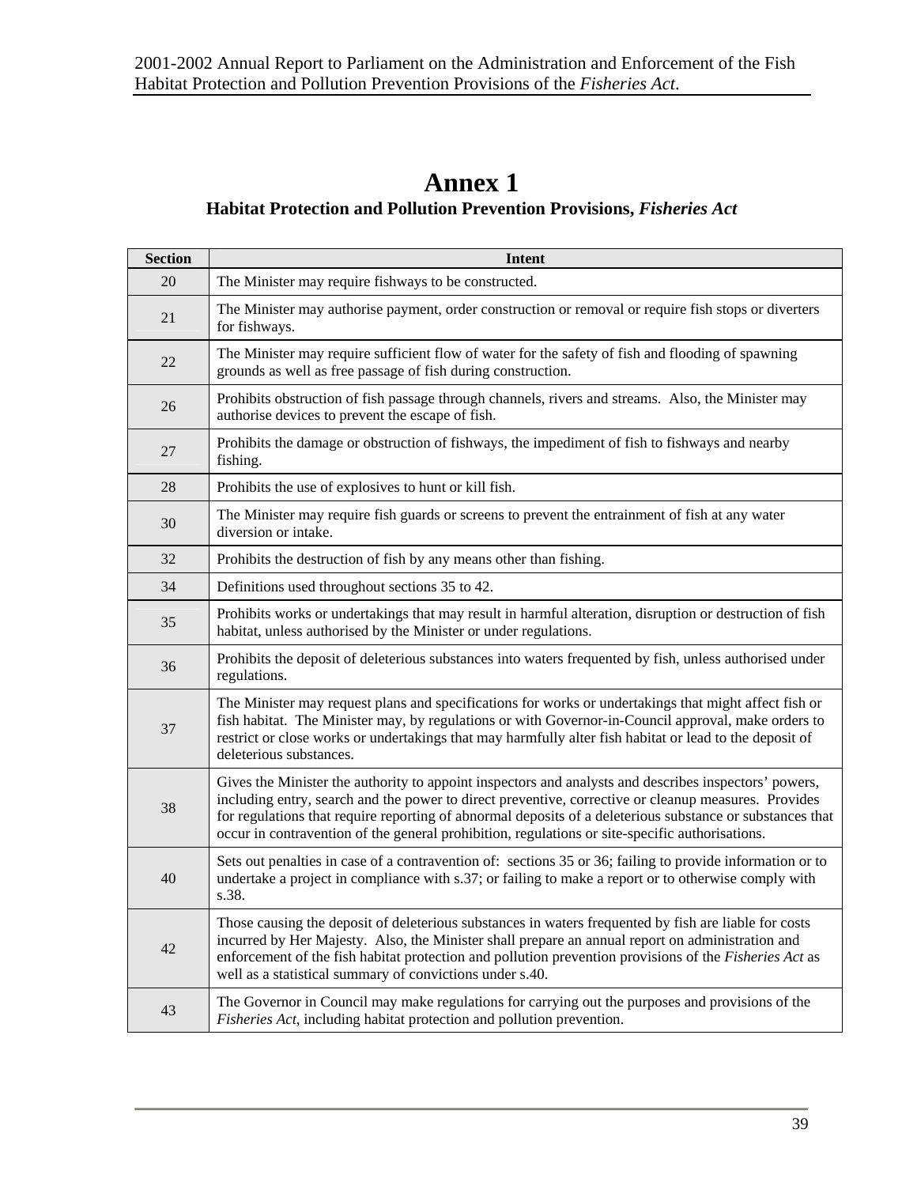# Annex 1

## Habitat Protection and Pollution Prevention Provisions, *Fisheries Act*

| Section | Intent |
|---|---|
| 20 | The Minister may require fishways to be constructed. |
| 21 | The Minister may authorise payment, order construction or removal or require fish stops or diverters for fishways. |
| 22 | The Minister may require sufficient flow of water for the safety of fish and flooding of spawning grounds as well as free passage of fish during construction. |
| 26 | Prohibits obstruction of fish passage through channels, rivers and streams. Also, the Minister may authorise devices to prevent the escape of fish. |
| 27 | Prohibits the damage or obstruction of fishways, the impediment of fish to fishways and nearby fishing. |
| 28 | Prohibits the use of explosives to hunt or kill fish. |
| 30 | The Minister may require fish guards or screens to prevent the entrainment of fish at any water diversion or intake. |
| 32 | Prohibits the destruction of fish by any means other than fishing. |
| 34 | Definitions used throughout sections 35 to 42. |
| 35 | Prohibits works or undertakings that may result in harmful alteration, disruption or destruction of fish habitat, unless authorised by the Minister or under regulations. |
| 36 | Prohibits the deposit of deleterious substances into waters frequented by fish, unless authorised under regulations. |
| 37 | The Minister may request plans and specifications for works or undertakings that might affect fish or fish habitat. The Minister may, by regulations or with Governor-in-Council approval, make orders to restrict or close works or undertakings that may harmfully alter fish habitat or lead to the deposit of deleterious substances. |
| 38 | Gives the Minister the authority to appoint inspectors and analysts and describes inspectors' powers, including entry, search and the power to direct preventive, corrective or cleanup measures. Provides for regulations that require reporting of abnormal deposits of a deleterious substance or substances that occur in contravention of the general prohibition, regulations or site-specific authorisations. |
| 40 | Sets out penalties in case of a contravention of: sections 35 or 36; failing to provide information or to undertake a project in compliance with s.37; or failing to make a report or to otherwise comply with s.38. |
| 42 | Those causing the deposit of deleterious substances in waters frequented by fish are liable for costs incurred by Her Majesty. Also, the Minister shall prepare an annual report on administration and enforcement of the fish habitat protection and pollution prevention provisions of the *Fisheries Act* as well as a statistical summary of convictions under s.40. |
| 43 | The Governor in Council may make regulations for carrying out the purposes and provisions of the *Fisheries Act*, including habitat protection and pollution prevention. |